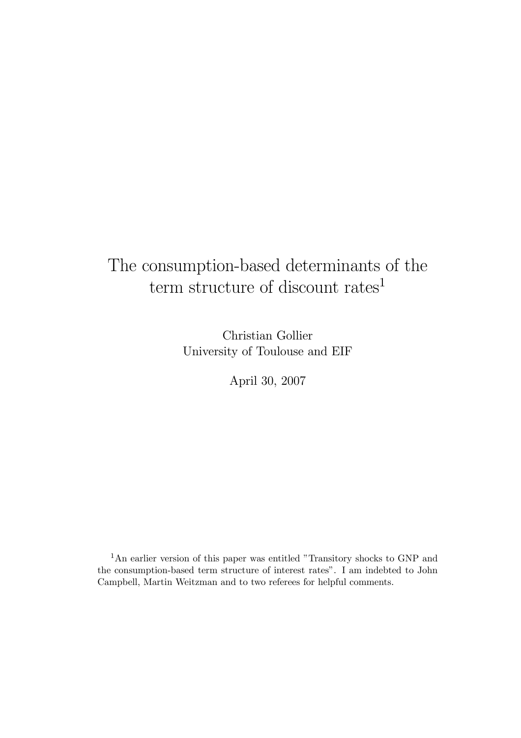# The consumption-based determinants of the term structure of discount rates[1]

Christian Gollier
University of Toulouse and EIF

April 30, 2007

[1] An earlier version of this paper was entitled "Transitory shocks to GNP and the consumption-based term structure of interest rates". I am indebted to John Campbell, Martin Weitzman and to two referees for helpful comments.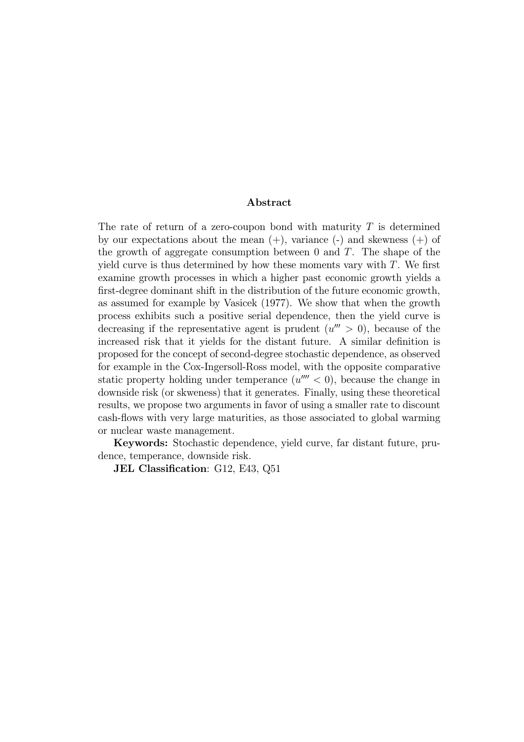## Abstract

The rate of return of a zero-coupon bond with maturity $T$ is determined by our expectations about the mean (+), variance (-) and skewness (+) of the growth of aggregate consumption between 0 and $T$. The shape of the yield curve is thus determined by how these moments vary with $T$. We first examine growth processes in which a higher past economic growth yields a first-degree dominant shift in the distribution of the future economic growth, as assumed for example by Vasicek (1977). We show that when the growth process exhibits such a positive serial dependence, then the yield curve is decreasing if the representative agent is prudent ($u''' > 0$), because of the increased risk that it yields for the distant future. A similar definition is proposed for the concept of second-degree stochastic dependence, as observed for example in the Cox-Ingersoll-Ross model, with the opposite comparative static property holding under temperance ($u'''' < 0$), because the change in downside risk (or skeweness) that it generates. Finally, using these theoretical results, we propose two arguments in favor of using a smaller rate to discount cash-flows with very large maturities, as those associated to global warming or nuclear waste management.

**Keywords:** Stochastic dependence, yield curve, far distant future, prudence, temperance, downside risk.

**JEL Classification**: G12, E43, Q51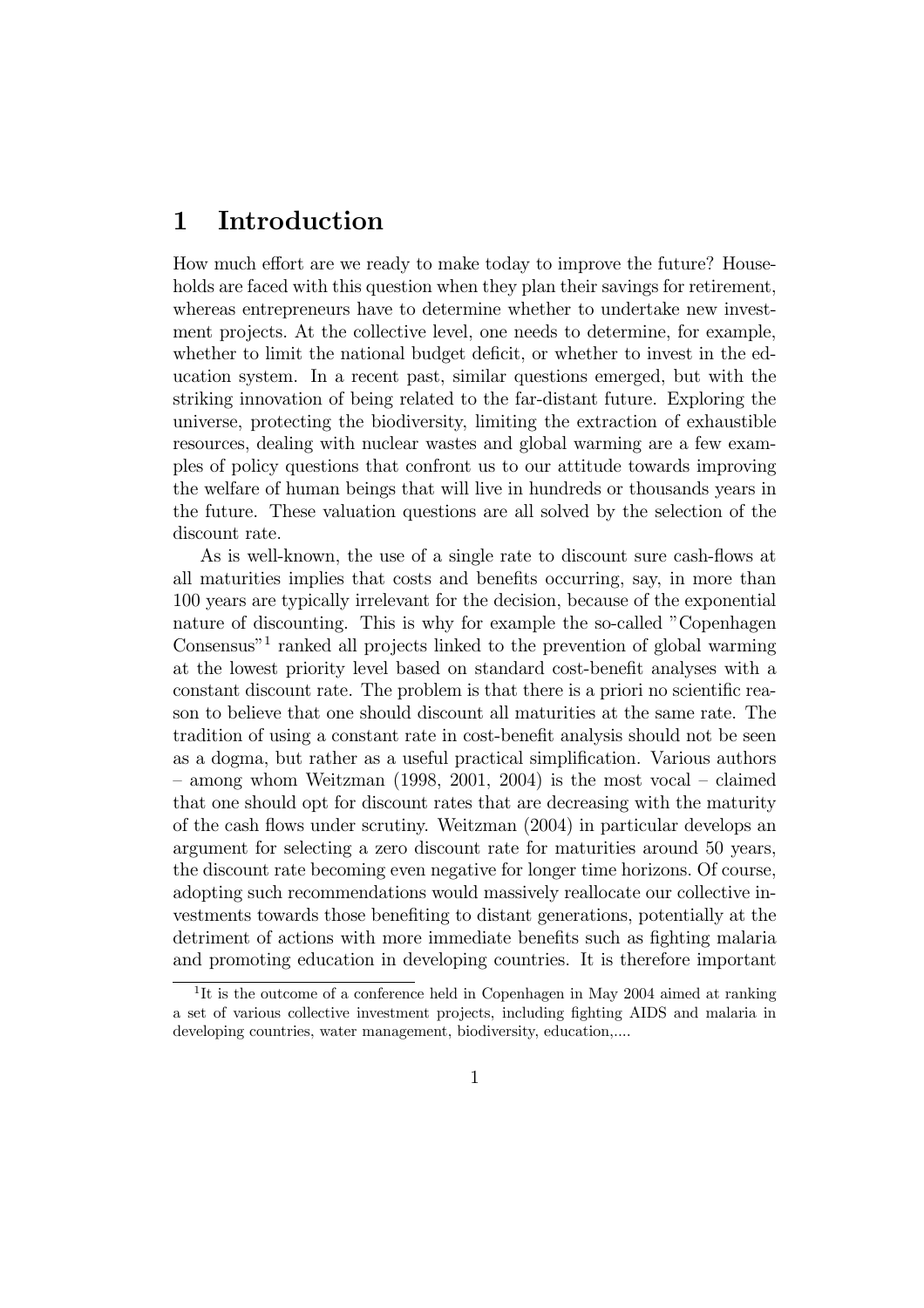# 1 Introduction

How much effort are we ready to make today to improve the future? Households are faced with this question when they plan their savings for retirement, whereas entrepreneurs have to determine whether to undertake new investment projects. At the collective level, one needs to determine, for example, whether to limit the national budget deficit, or whether to invest in the education system. In a recent past, similar questions emerged, but with the striking innovation of being related to the far-distant future. Exploring the universe, protecting the biodiversity, limiting the extraction of exhaustible resources, dealing with nuclear wastes and global warming are a few examples of policy questions that confront us to our attitude towards improving the welfare of human beings that will live in hundreds or thousands years in the future. These valuation questions are all solved by the selection of the discount rate.

As is well-known, the use of a single rate to discount sure cash-flows at all maturities implies that costs and benefits occurring, say, in more than 100 years are typically irrelevant for the decision, because of the exponential nature of discounting. This is why for example the so-called "Copenhagen Consensus"[1] ranked all projects linked to the prevention of global warming at the lowest priority level based on standard cost-benefit analyses with a constant discount rate. The problem is that there is a priori no scientific reason to believe that one should discount all maturities at the same rate. The tradition of using a constant rate in cost-benefit analysis should not be seen as a dogma, but rather as a useful practical simplification. Various authors – among whom Weitzman (1998, 2001, 2004) is the most vocal – claimed that one should opt for discount rates that are decreasing with the maturity of the cash flows under scrutiny. Weitzman (2004) in particular develops an argument for selecting a zero discount rate for maturities around 50 years, the discount rate becoming even negative for longer time horizons. Of course, adopting such recommendations would massively reallocate our collective investments towards those benefiting to distant generations, potentially at the detriment of actions with more immediate benefits such as fighting malaria and promoting education in developing countries. It is therefore important

[1] It is the outcome of a conference held in Copenhagen in May 2004 aimed at ranking a set of various collective investment projects, including fighting AIDS and malaria in developing countries, water management, biodiversity, education,....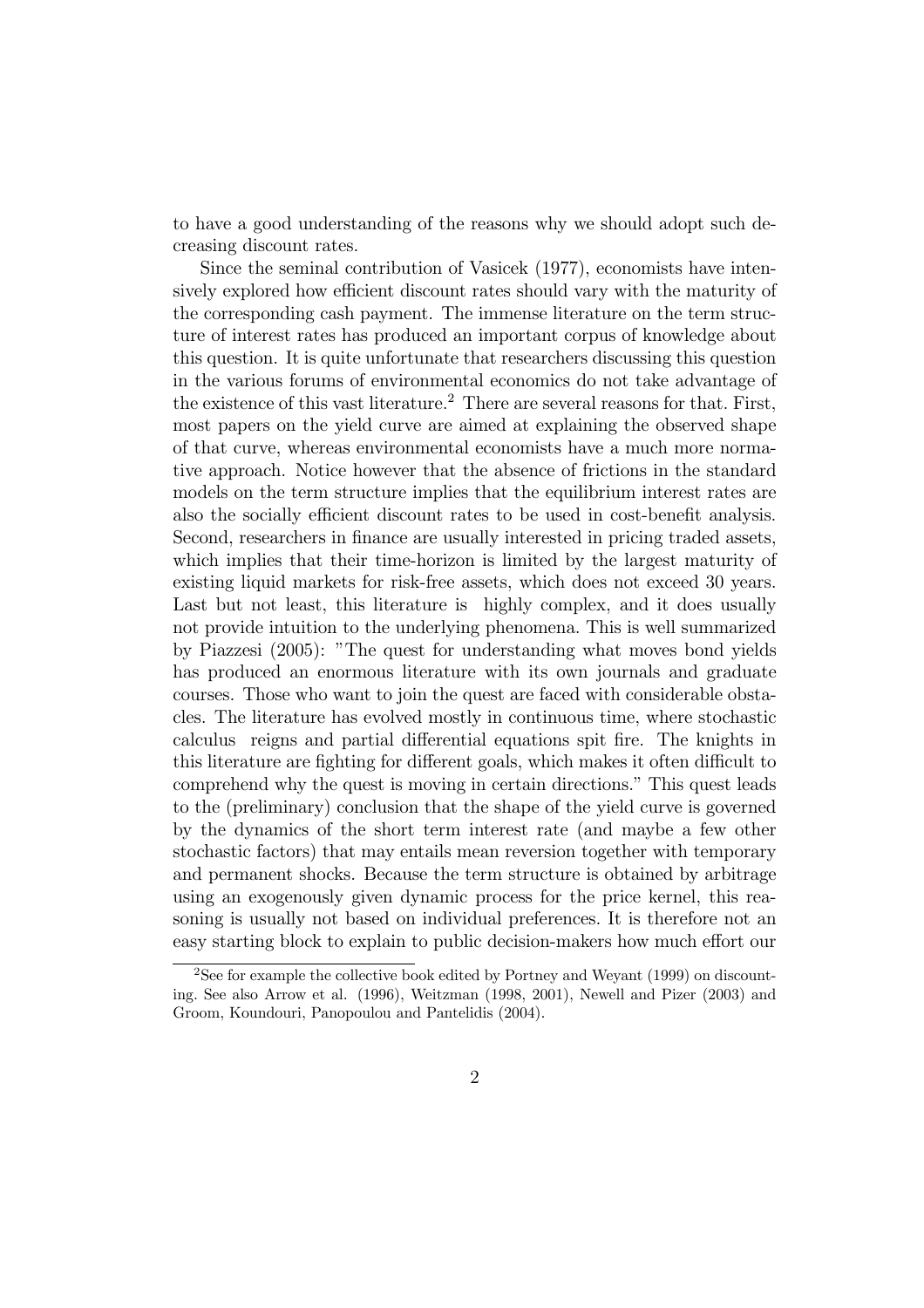to have a good understanding of the reasons why we should adopt such decreasing discount rates.

Since the seminal contribution of Vasicek (1977), economists have intensively explored how efficient discount rates should vary with the maturity of the corresponding cash payment. The immense literature on the term structure of interest rates has produced an important corpus of knowledge about this question. It is quite unfortunate that researchers discussing this question in the various forums of environmental economics do not take advantage of the existence of this vast literature.[2] There are several reasons for that. First, most papers on the yield curve are aimed at explaining the observed shape of that curve, whereas environmental economists have a much more normative approach. Notice however that the absence of frictions in the standard models on the term structure implies that the equilibrium interest rates are also the socially efficient discount rates to be used in cost-benefit analysis. Second, researchers in finance are usually interested in pricing traded assets, which implies that their time-horizon is limited by the largest maturity of existing liquid markets for risk-free assets, which does not exceed 30 years. Last but not least, this literature is highly complex, and it does usually not provide intuition to the underlying phenomena. This is well summarized by Piazzesi (2005): "The quest for understanding what moves bond yields has produced an enormous literature with its own journals and graduate courses. Those who want to join the quest are faced with considerable obstacles. The literature has evolved mostly in continuous time, where stochastic calculus reigns and partial differential equations spit fire. The knights in this literature are fighting for different goals, which makes it often difficult to comprehend why the quest is moving in certain directions." This quest leads to the (preliminary) conclusion that the shape of the yield curve is governed by the dynamics of the short term interest rate (and maybe a few other stochastic factors) that may entails mean reversion together with temporary and permanent shocks. Because the term structure is obtained by arbitrage using an exogenously given dynamic process for the price kernel, this reasoning is usually not based on individual preferences. It is therefore not an easy starting block to explain to public decision-makers how much effort our

[2] See for example the collective book edited by Portney and Weyant (1999) on discounting. See also Arrow et al. (1996), Weitzman (1998, 2001), Newell and Pizer (2003) and Groom, Koundouri, Panopoulou and Pantelidis (2004).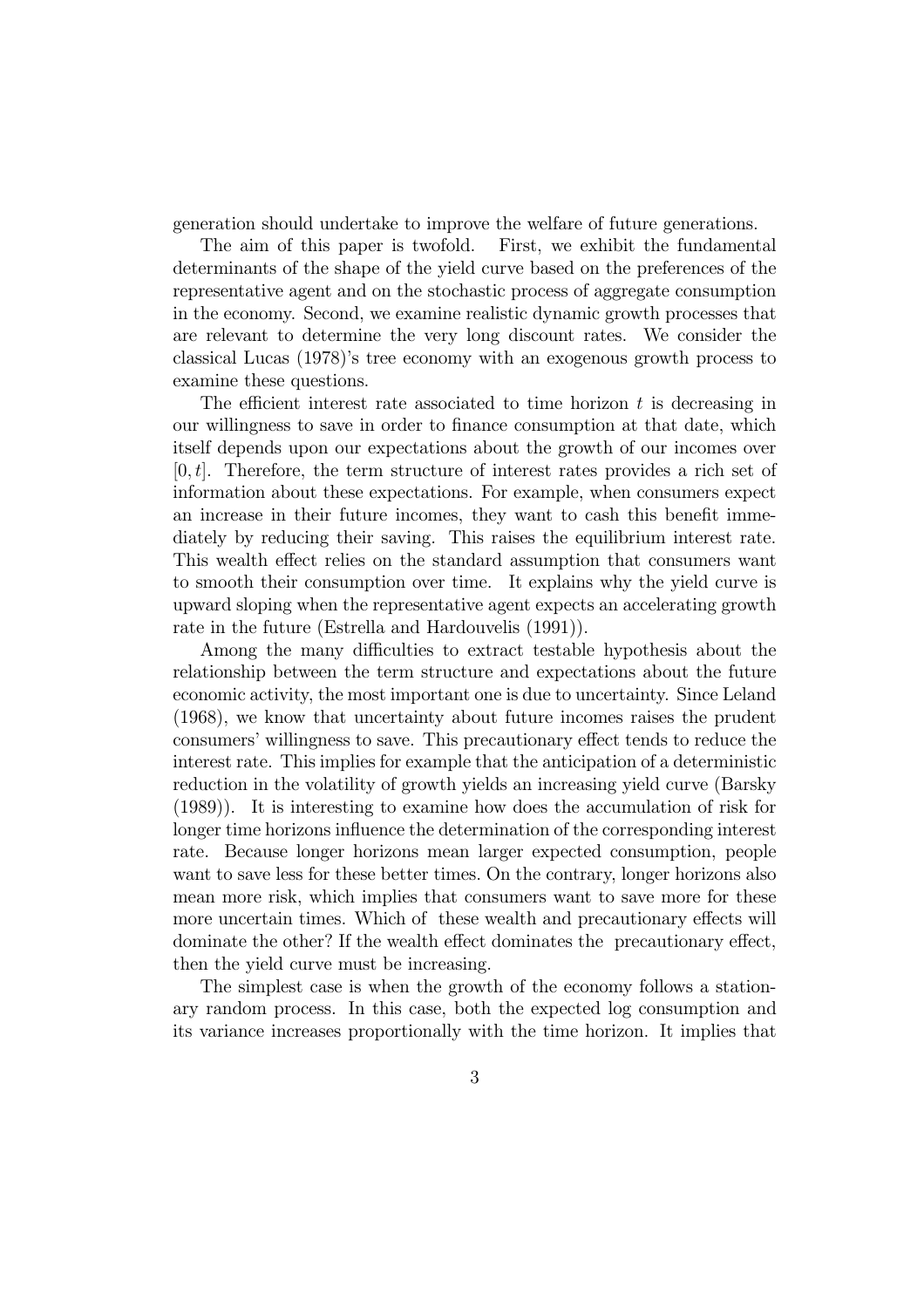generation should undertake to improve the welfare of future generations.

The aim of this paper is twofold. First, we exhibit the fundamental determinants of the shape of the yield curve based on the preferences of the representative agent and on the stochastic process of aggregate consumption in the economy. Second, we examine realistic dynamic growth processes that are relevant to determine the very long discount rates. We consider the classical Lucas (1978)'s tree economy with an exogenous growth process to examine these questions.

The efficient interest rate associated to time horizon $t$ is decreasing in our willingness to save in order to finance consumption at that date, which itself depends upon our expectations about the growth of our incomes over $[0, t]$. Therefore, the term structure of interest rates provides a rich set of information about these expectations. For example, when consumers expect an increase in their future incomes, they want to cash this benefit immediately by reducing their saving. This raises the equilibrium interest rate. This wealth effect relies on the standard assumption that consumers want to smooth their consumption over time. It explains why the yield curve is upward sloping when the representative agent expects an accelerating growth rate in the future (Estrella and Hardouvelis (1991)).

Among the many difficulties to extract testable hypothesis about the relationship between the term structure and expectations about the future economic activity, the most important one is due to uncertainty. Since Leland (1968), we know that uncertainty about future incomes raises the prudent consumers' willingness to save. This precautionary effect tends to reduce the interest rate. This implies for example that the anticipation of a deterministic reduction in the volatility of growth yields an increasing yield curve (Barsky (1989)). It is interesting to examine how does the accumulation of risk for longer time horizons influence the determination of the corresponding interest rate. Because longer horizons mean larger expected consumption, people want to save less for these better times. On the contrary, longer horizons also mean more risk, which implies that consumers want to save more for these more uncertain times. Which of these wealth and precautionary effects will dominate the other? If the wealth effect dominates the precautionary effect, then the yield curve must be increasing.

The simplest case is when the growth of the economy follows a stationary random process. In this case, both the expected log consumption and its variance increases proportionally with the time horizon. It implies that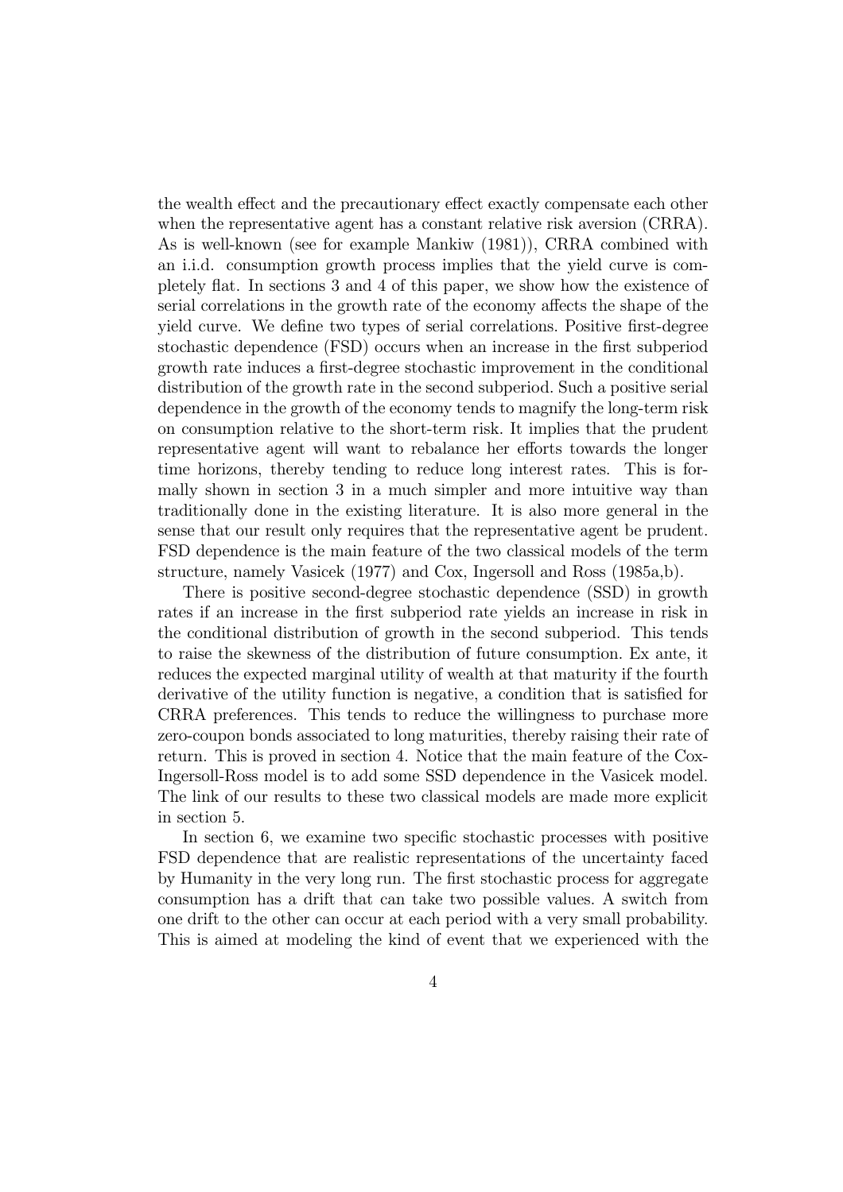the wealth effect and the precautionary effect exactly compensate each other when the representative agent has a constant relative risk aversion (CRRA). As is well-known (see for example Mankiw (1981)), CRRA combined with an i.i.d. consumption growth process implies that the yield curve is completely flat. In sections 3 and 4 of this paper, we show how the existence of serial correlations in the growth rate of the economy affects the shape of the yield curve. We define two types of serial correlations. Positive first-degree stochastic dependence (FSD) occurs when an increase in the first subperiod growth rate induces a first-degree stochastic improvement in the conditional distribution of the growth rate in the second subperiod. Such a positive serial dependence in the growth of the economy tends to magnify the long-term risk on consumption relative to the short-term risk. It implies that the prudent representative agent will want to rebalance her efforts towards the longer time horizons, thereby tending to reduce long interest rates. This is formally shown in section 3 in a much simpler and more intuitive way than traditionally done in the existing literature. It is also more general in the sense that our result only requires that the representative agent be prudent. FSD dependence is the main feature of the two classical models of the term structure, namely Vasicek (1977) and Cox, Ingersoll and Ross (1985a,b).

There is positive second-degree stochastic dependence (SSD) in growth rates if an increase in the first subperiod rate yields an increase in risk in the conditional distribution of growth in the second subperiod. This tends to raise the skewness of the distribution of future consumption. Ex ante, it reduces the expected marginal utility of wealth at that maturity if the fourth derivative of the utility function is negative, a condition that is satisfied for CRRA preferences. This tends to reduce the willingness to purchase more zero-coupon bonds associated to long maturities, thereby raising their rate of return. This is proved in section 4. Notice that the main feature of the Cox-Ingersoll-Ross model is to add some SSD dependence in the Vasicek model. The link of our results to these two classical models are made more explicit in section 5.

In section 6, we examine two specific stochastic processes with positive FSD dependence that are realistic representations of the uncertainty faced by Humanity in the very long run. The first stochastic process for aggregate consumption has a drift that can take two possible values. A switch from one drift to the other can occur at each period with a very small probability. This is aimed at modeling the kind of event that we experienced with the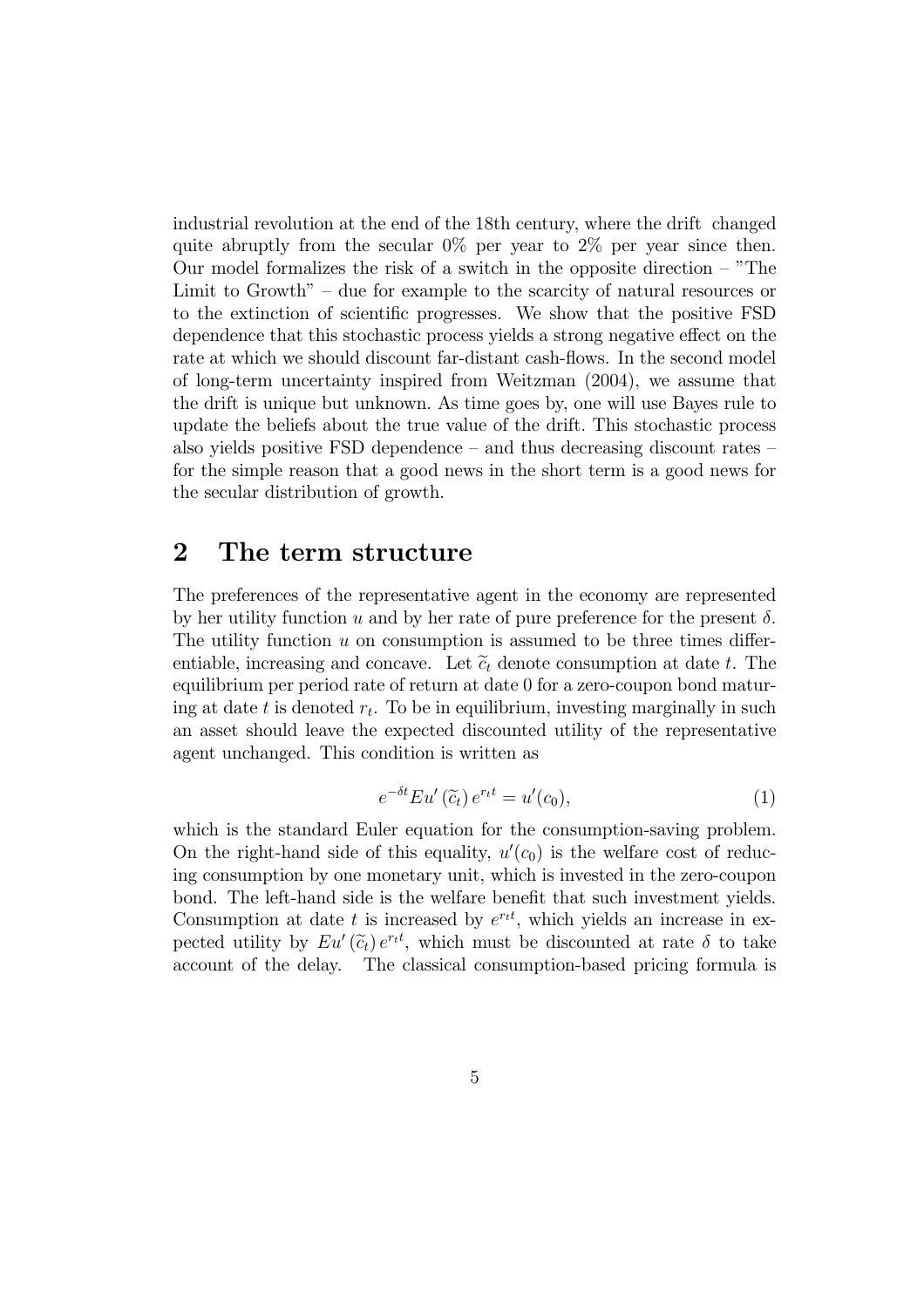industrial revolution at the end of the 18th century, where the drift changed quite abruptly from the secular 0% per year to 2% per year since then. Our model formalizes the risk of a switch in the opposite direction – "The Limit to Growth" – due for example to the scarcity of natural resources or to the extinction of scientific progresses. We show that the positive FSD dependence that this stochastic process yields a strong negative effect on the rate at which we should discount far-distant cash-flows. In the second model of long-term uncertainty inspired from Weitzman (2004), we assume that the drift is unique but unknown. As time goes by, one will use Bayes rule to update the beliefs about the true value of the drift. This stochastic process also yields positive FSD dependence – and thus decreasing discount rates – for the simple reason that a good news in the short term is a good news for the secular distribution of growth.

## 2 The term structure

The preferences of the representative agent in the economy are represented by her utility function $u$ and by her rate of pure preference for the present $\delta$. The utility function $u$ on consumption is assumed to be three times differentiable, increasing and concave. Let $\widetilde{c}_t$ denote consumption at date $t$. The equilibrium per period rate of return at date 0 for a zero-coupon bond maturing at date $t$ is denoted $r_t$. To be in equilibrium, investing marginally in such an asset should leave the expected discounted utility of the representative agent unchanged. This condition is written as

$$e^{-\delta t} Eu'(\widetilde{c}_t) e^{r_t t} = u'(c_0), \tag{1}$$

which is the standard Euler equation for the consumption-saving problem. On the right-hand side of this equality, $u'(c_0)$ is the welfare cost of reducing consumption by one monetary unit, which is invested in the zero-coupon bond. The left-hand side is the welfare benefit that such investment yields. Consumption at date $t$ is increased by $e^{r_t t}$, which yields an increase in expected utility by $Eu'(\widetilde{c}_t) e^{r_t t}$, which must be discounted at rate $\delta$ to take account of the delay. The classical consumption-based pricing formula is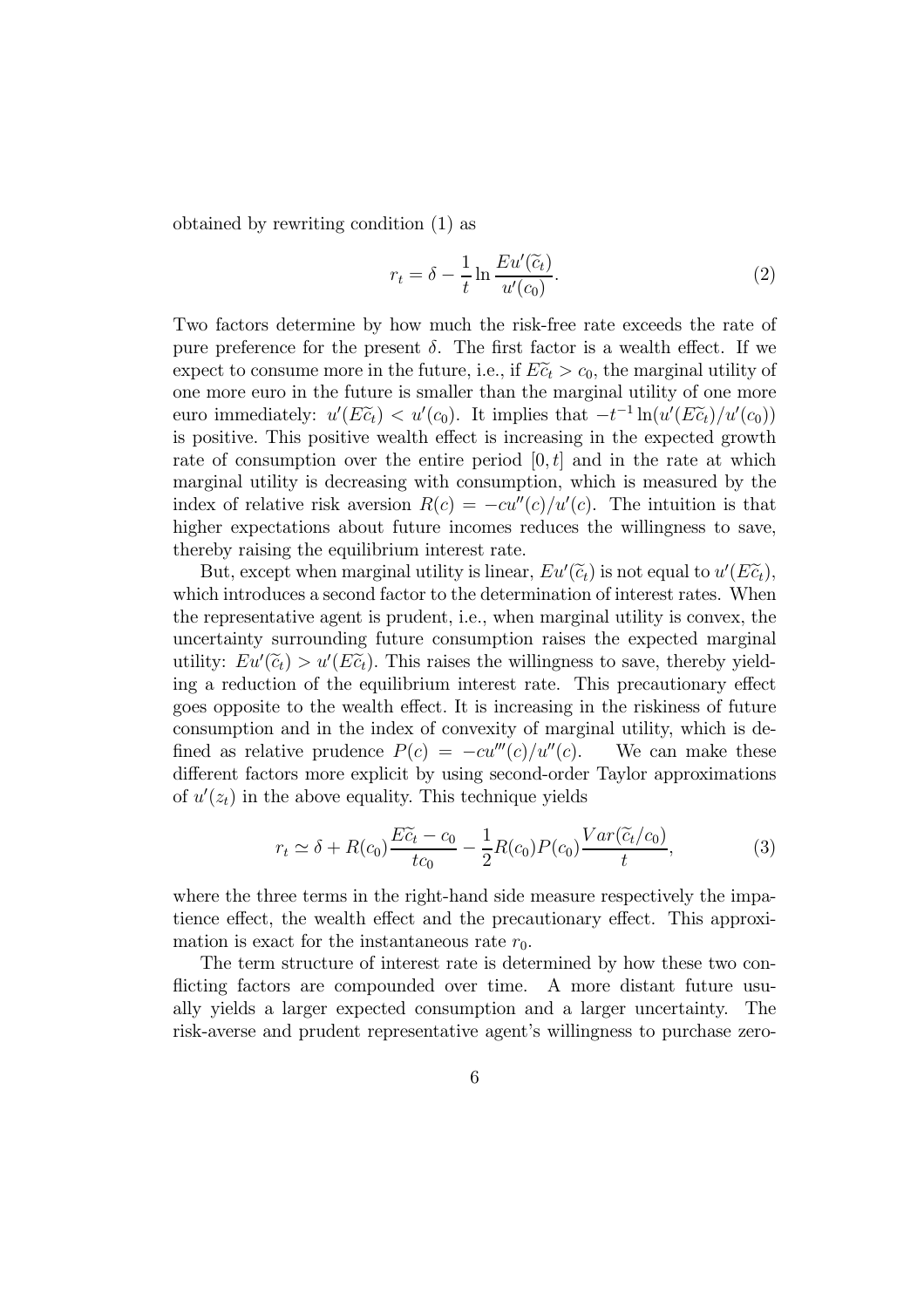obtained by rewriting condition (1) as

$$r_t = \delta - \frac{1}{t} \ln \frac{Eu'(\widetilde{c}_t)}{u'(c_0)}. \tag{2}$$

Two factors determine by how much the risk-free rate exceeds the rate of pure preference for the present $\delta$. The first factor is a wealth effect. If we expect to consume more in the future, i.e., if $E\widetilde{c}_t > c_0$, the marginal utility of one more euro in the future is smaller than the marginal utility of one more euro immediately: $u'(E\widetilde{c}_t) < u'(c_0)$. It implies that $-t^{-1}\ln(u'(E\widetilde{c}_t)/u'(c_0))$ is positive. This positive wealth effect is increasing in the expected growth rate of consumption over the entire period $[0, t]$ and in the rate at which marginal utility is decreasing with consumption, which is measured by the index of relative risk aversion $R(c) = -cu''(c)/u'(c)$. The intuition is that higher expectations about future incomes reduces the willingness to save, thereby raising the equilibrium interest rate.

But, except when marginal utility is linear, $Eu'(\widetilde{c}_t)$ is not equal to $u'(E\widetilde{c}_t)$, which introduces a second factor to the determination of interest rates. When the representative agent is prudent, i.e., when marginal utility is convex, the uncertainty surrounding future consumption raises the expected marginal utility: $Eu'(\widetilde{c}_t) > u'(E\widetilde{c}_t)$. This raises the willingness to save, thereby yielding a reduction of the equilibrium interest rate. This precautionary effect goes opposite to the wealth effect. It is increasing in the riskiness of future consumption and in the index of convexity of marginal utility, which is defined as relative prudence $P(c) = -cu'''(c)/u''(c)$. We can make these different factors more explicit by using second-order Taylor approximations of $u'(z_t)$ in the above equality. This technique yields

$$r_t \simeq \delta + R(c_0)\frac{E\widetilde{c}_t - c_0}{tc_0} - \frac{1}{2}R(c_0)P(c_0)\frac{Var(\widetilde{c}_t/c_0)}{t}, \tag{3}$$

where the three terms in the right-hand side measure respectively the impatience effect, the wealth effect and the precautionary effect. This approximation is exact for the instantaneous rate $r_0$.

The term structure of interest rate is determined by how these two conflicting factors are compounded over time. A more distant future usually yields a larger expected consumption and a larger uncertainty. The risk-averse and prudent representative agent's willingness to purchase zero-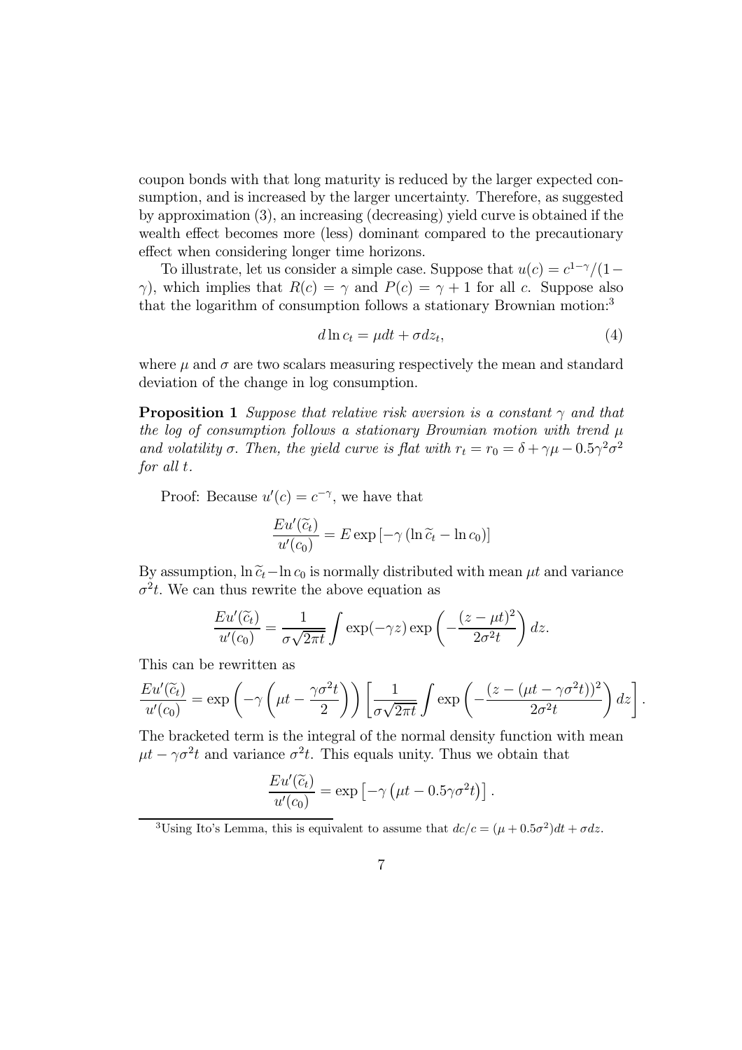coupon bonds with that long maturity is reduced by the larger expected consumption, and is increased by the larger uncertainty. Therefore, as suggested by approximation (3), an increasing (decreasing) yield curve is obtained if the wealth effect becomes more (less) dominant compared to the precautionary effect when considering longer time horizons.

To illustrate, let us consider a simple case. Suppose that $u(c) = c^{1-\gamma}/(1-\gamma)$, which implies that $R(c) = \gamma$ and $P(c) = \gamma + 1$ for all $c$. Suppose also that the logarithm of consumption follows a stationary Brownian motion:[3]

$$d \ln c_t = \mu dt + \sigma dz_t, \tag{4}$$

where $\mu$ and $\sigma$ are two scalars measuring respectively the mean and standard deviation of the change in log consumption.

**Proposition 1** *Suppose that relative risk aversion is a constant $\gamma$ and that the log of consumption follows a stationary Brownian motion with trend $\mu$ and volatility $\sigma$. Then, the yield curve is flat with $r_t = r_0 = \delta + \gamma\mu - 0.5\gamma^2\sigma^2$ for all $t$.*

Proof: Because $u'(c) = c^{-\gamma}$, we have that

$$\frac{Eu'(\widetilde{c}_t)}{u'(c_0)} = E \exp\left[-\gamma\left(\ln \widetilde{c}_t - \ln c_0\right)\right]$$

By assumption, $\ln \widetilde{c}_t - \ln c_0$ is normally distributed with mean $\mu t$ and variance $\sigma^2 t$. We can thus rewrite the above equation as

$$\frac{Eu'(\widetilde{c}_t)}{u'(c_0)} = \frac{1}{\sigma\sqrt{2\pi t}} \int \exp(-\gamma z) \exp\left(-\frac{(z-\mu t)^2}{2\sigma^2 t}\right) dz.$$

This can be rewritten as

$$\frac{Eu'(\widetilde{c}_t)}{u'(c_0)} = \exp\left(-\gamma\left(\mu t - \frac{\gamma\sigma^2 t}{2}\right)\right)\left[\frac{1}{\sigma\sqrt{2\pi t}} \int \exp\left(-\frac{(z-(\mu t - \gamma\sigma^2 t))^2}{2\sigma^2 t}\right) dz\right].$$

The bracketed term is the integral of the normal density function with mean $\mu t - \gamma\sigma^2 t$ and variance $\sigma^2 t$. This equals unity. Thus we obtain that

$$\frac{Eu'(\widetilde{c}_t)}{u'(c_0)} = \exp\left[-\gamma\left(\mu t - 0.5\gamma\sigma^2 t\right)\right].$$

[3] Using Ito's Lemma, this is equivalent to assume that $dc/c = (\mu + 0.5\sigma^2)dt + \sigma dz$.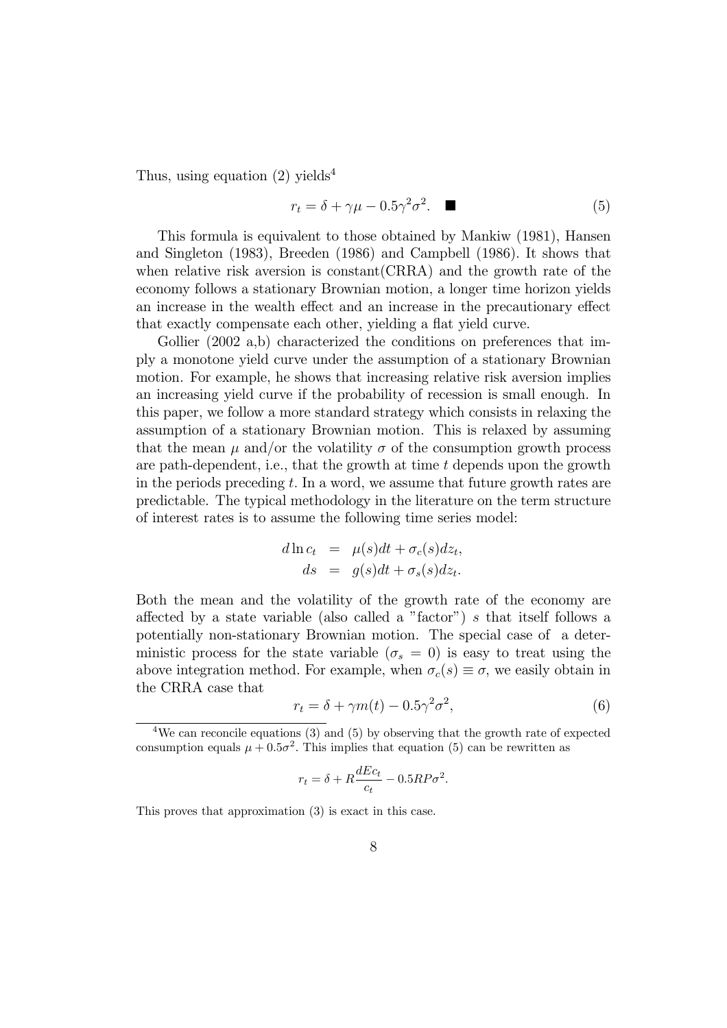Thus, using equation (2) yields[4]

$$r_t = \delta + \gamma\mu - 0.5\gamma^2\sigma^2. \quad \blacksquare \tag{5}$$

This formula is equivalent to those obtained by Mankiw (1981), Hansen and Singleton (1983), Breeden (1986) and Campbell (1986). It shows that when relative risk aversion is constant(CRRA) and the growth rate of the economy follows a stationary Brownian motion, a longer time horizon yields an increase in the wealth effect and an increase in the precautionary effect that exactly compensate each other, yielding a flat yield curve.

Gollier (2002 a,b) characterized the conditions on preferences that imply a monotone yield curve under the assumption of a stationary Brownian motion. For example, he shows that increasing relative risk aversion implies an increasing yield curve if the probability of recession is small enough. In this paper, we follow a more standard strategy which consists in relaxing the assumption of a stationary Brownian motion. This is relaxed by assuming that the mean $\mu$ and/or the volatility $\sigma$ of the consumption growth process are path-dependent, i.e., that the growth at time $t$ depends upon the growth in the periods preceding $t$. In a word, we assume that future growth rates are predictable. The typical methodology in the literature on the term structure of interest rates is to assume the following time series model:

$$\begin{aligned} d\ln c_t &= \mu(s)dt + \sigma_c(s)dz_t, \\ ds &= g(s)dt + \sigma_s(s)dz_t. \end{aligned}$$

Both the mean and the volatility of the growth rate of the economy are affected by a state variable (also called a "factor") $s$ that itself follows a potentially non-stationary Brownian motion. The special case of a deterministic process for the state variable ($\sigma_s = 0$) is easy to treat using the above integration method. For example, when $\sigma_c(s) \equiv \sigma$, we easily obtain in the CRRA case that

$$r_t = \delta + \gamma m(t) - 0.5\gamma^2\sigma^2, \tag{6}$$

---

[4] We can reconcile equations (3) and (5) by observing that the growth rate of expected consumption equals $\mu + 0.5\sigma^2$. This implies that equation (5) can be rewritten as

$$r_t = \delta + R\frac{dEc_t}{c_t} - 0.5RP\sigma^2.$$

This proves that approximation (3) is exact in this case.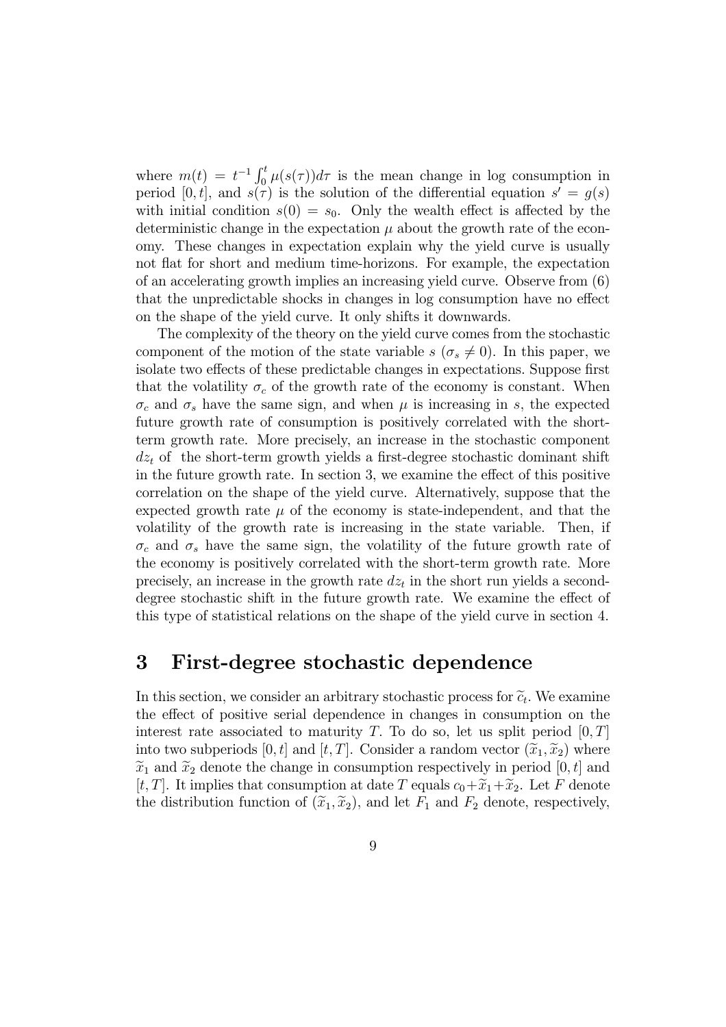where $m(t) = t^{-1} \int_0^t \mu(s(\tau))d\tau$ is the mean change in log consumption in period $[0, t]$, and $s(\tau)$ is the solution of the differential equation $s' = g(s)$ with initial condition $s(0) = s_0$. Only the wealth effect is affected by the deterministic change in the expectation $\mu$ about the growth rate of the economy. These changes in expectation explain why the yield curve is usually not flat for short and medium time-horizons. For example, the expectation of an accelerating growth implies an increasing yield curve. Observe from (6) that the unpredictable shocks in changes in log consumption have no effect on the shape of the yield curve. It only shifts it downwards.

The complexity of the theory on the yield curve comes from the stochastic component of the motion of the state variable $s$ ($\sigma_s \neq 0$). In this paper, we isolate two effects of these predictable changes in expectations. Suppose first that the volatility $\sigma_c$ of the growth rate of the economy is constant. When $\sigma_c$ and $\sigma_s$ have the same sign, and when $\mu$ is increasing in $s$, the expected future growth rate of consumption is positively correlated with the short-term growth rate. More precisely, an increase in the stochastic component $dz_t$ of the short-term growth yields a first-degree stochastic dominant shift in the future growth rate. In section 3, we examine the effect of this positive correlation on the shape of the yield curve. Alternatively, suppose that the expected growth rate $\mu$ of the economy is state-independent, and that the volatility of the growth rate is increasing in the state variable. Then, if $\sigma_c$ and $\sigma_s$ have the same sign, the volatility of the future growth rate of the economy is positively correlated with the short-term growth rate. More precisely, an increase in the growth rate $dz_t$ in the short run yields a second-degree stochastic shift in the future growth rate. We examine the effect of this type of statistical relations on the shape of the yield curve in section 4.

# 3 First-degree stochastic dependence

In this section, we consider an arbitrary stochastic process for $\widetilde{c}_t$. We examine the effect of positive serial dependence in changes in consumption on the interest rate associated to maturity $T$. To do so, let us split period $[0, T]$ into two subperiods $[0, t]$ and $[t, T]$. Consider a random vector $(\widetilde{x}_1, \widetilde{x}_2)$ where $\widetilde{x}_1$ and $\widetilde{x}_2$ denote the change in consumption respectively in period $[0, t]$ and $[t, T]$. It implies that consumption at date $T$ equals $c_0 + \widetilde{x}_1 + \widetilde{x}_2$. Let $F$ denote the distribution function of $(\widetilde{x}_1, \widetilde{x}_2)$, and let $F_1$ and $F_2$ denote, respectively,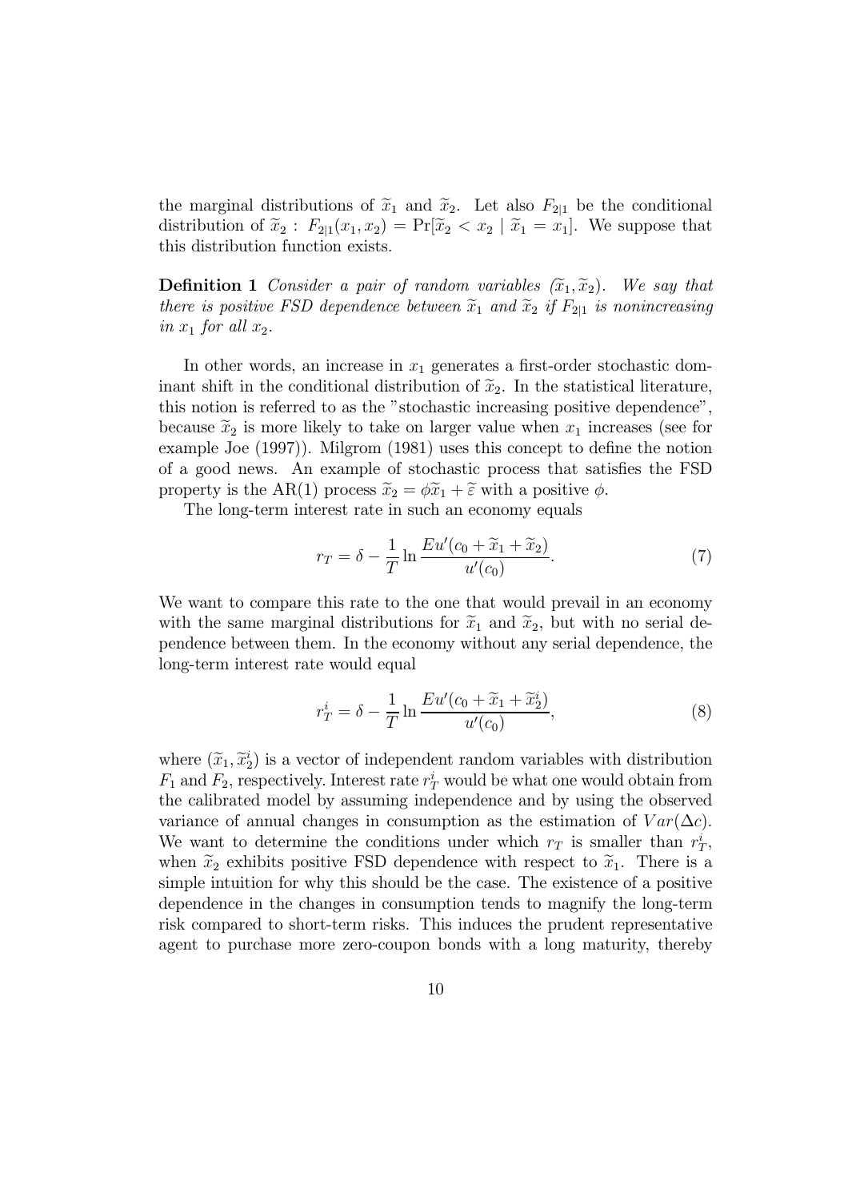the marginal distributions of $\widetilde{x}_1$ and $\widetilde{x}_2$. Let also $F_{2|1}$ be the conditional distribution of $\widetilde{x}_2$ : $F_{2|1}(x_1, x_2) = \Pr[\widetilde{x}_2 < x_2 \mid \widetilde{x}_1 = x_1]$. We suppose that this distribution function exists.

**Definition 1** *Consider a pair of random variables $(\widetilde{x}_1, \widetilde{x}_2)$. We say that there is positive FSD dependence between $\widetilde{x}_1$ and $\widetilde{x}_2$ if $F_{2|1}$ is nonincreasing in $x_1$ for all $x_2$.*

In other words, an increase in $x_1$ generates a first-order stochastic dominant shift in the conditional distribution of $\widetilde{x}_2$. In the statistical literature, this notion is referred to as the "stochastic increasing positive dependence", because $\widetilde{x}_2$ is more likely to take on larger value when $x_1$ increases (see for example Joe (1997)). Milgrom (1981) uses this concept to define the notion of a good news. An example of stochastic process that satisfies the FSD property is the AR(1) process $\widetilde{x}_2 = \phi \widetilde{x}_1 + \widetilde{\varepsilon}$ with a positive $\phi$.

The long-term interest rate in such an economy equals

$$r_T = \delta - \frac{1}{T} \ln \frac{Eu'(c_0 + \widetilde{x}_1 + \widetilde{x}_2)}{u'(c_0)}. \tag{7}$$

We want to compare this rate to the one that would prevail in an economy with the same marginal distributions for $\widetilde{x}_1$ and $\widetilde{x}_2$, but with no serial dependence between them. In the economy without any serial dependence, the long-term interest rate would equal

$$r_T^i = \delta - \frac{1}{T} \ln \frac{Eu'(c_0 + \widetilde{x}_1 + \widetilde{x}_2^i)}{u'(c_0)}, \tag{8}$$

where $(\widetilde{x}_1, \widetilde{x}_2^i)$ is a vector of independent random variables with distribution $F_1$ and $F_2$, respectively. Interest rate $r_T^i$ would be what one would obtain from the calibrated model by assuming independence and by using the observed variance of annual changes in consumption as the estimation of $Var(\Delta c)$. We want to determine the conditions under which $r_T$ is smaller than $r_T^i$, when $\widetilde{x}_2$ exhibits positive FSD dependence with respect to $\widetilde{x}_1$. There is a simple intuition for why this should be the case. The existence of a positive dependence in the changes in consumption tends to magnify the long-term risk compared to short-term risks. This induces the prudent representative agent to purchase more zero-coupon bonds with a long maturity, thereby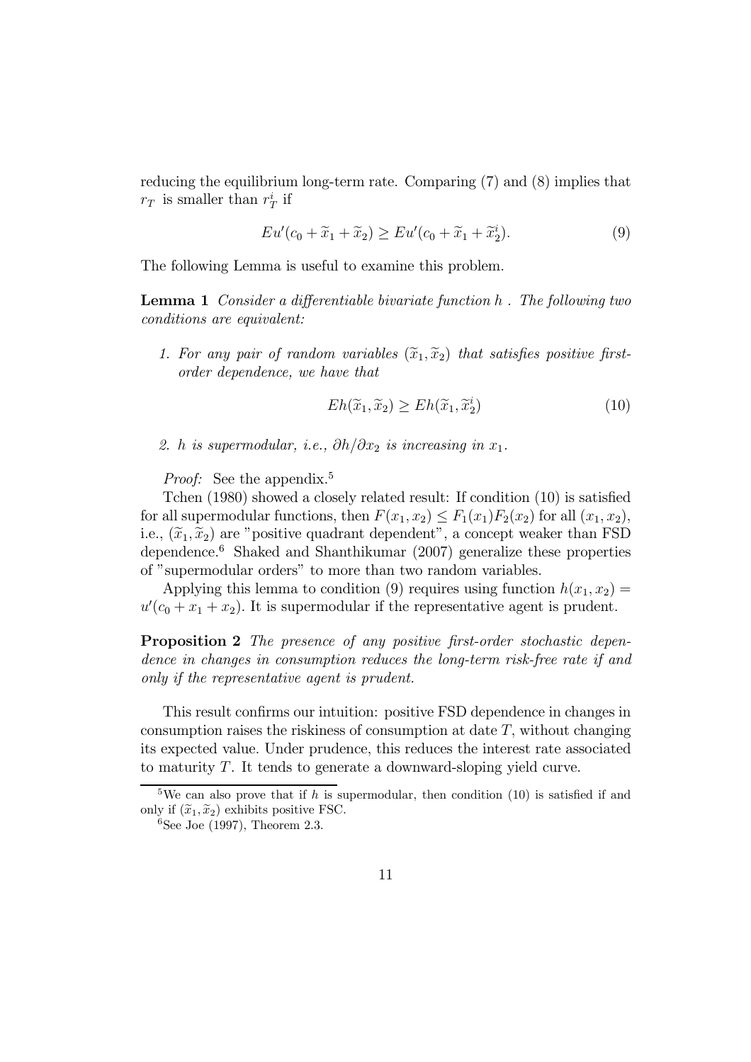reducing the equilibrium long-term rate. Comparing (7) and (8) implies that $r_T$ is smaller than $r_T^i$ if

$$Eu'(c_0 + \widetilde{x}_1 + \widetilde{x}_2) \geq Eu'(c_0 + \widetilde{x}_1 + \widetilde{x}_2^i). \tag{9}$$

The following Lemma is useful to examine this problem.

**Lemma 1** *Consider a differentiable bivariate function $h$ . The following two conditions are equivalent:*

1. *For any pair of random variables $(\widetilde{x}_1, \widetilde{x}_2)$ that satisfies positive first-order dependence, we have that*

$$Eh(\widetilde{x}_1, \widetilde{x}_2) \geq Eh(\widetilde{x}_1, \widetilde{x}_2^i) \tag{10}$$

2. *$h$ is supermodular, i.e., $\partial h/\partial x_2$ is increasing in $x_1$.*

*Proof:* See the appendix.[5]

Tchen (1980) showed a closely related result: If condition (10) is satisfied for all supermodular functions, then $F(x_1, x_2) \leq F_1(x_1)F_2(x_2)$ for all $(x_1, x_2)$, i.e., $(\widetilde{x}_1, \widetilde{x}_2)$ are "positive quadrant dependent", a concept weaker than FSD dependence.[6] Shaked and Shanthikumar (2007) generalize these properties of "supermodular orders" to more than two random variables.

Applying this lemma to condition (9) requires using function $h(x_1, x_2) = u'(c_0 + x_1 + x_2)$. It is supermodular if the representative agent is prudent.

**Proposition 2** *The presence of any positive first-order stochastic dependence in changes in consumption reduces the long-term risk-free rate if and only if the representative agent is prudent.*

This result confirms our intuition: positive FSD dependence in changes in consumption raises the riskiness of consumption at date $T$, without changing its expected value. Under prudence, this reduces the interest rate associated to maturity $T$. It tends to generate a downward-sloping yield curve.

---

[5] We can also prove that if $h$ is supermodular, then condition (10) is satisfied if and only if $(\widetilde{x}_1, \widetilde{x}_2)$ exhibits positive FSC.

[6] See Joe (1997), Theorem 2.3.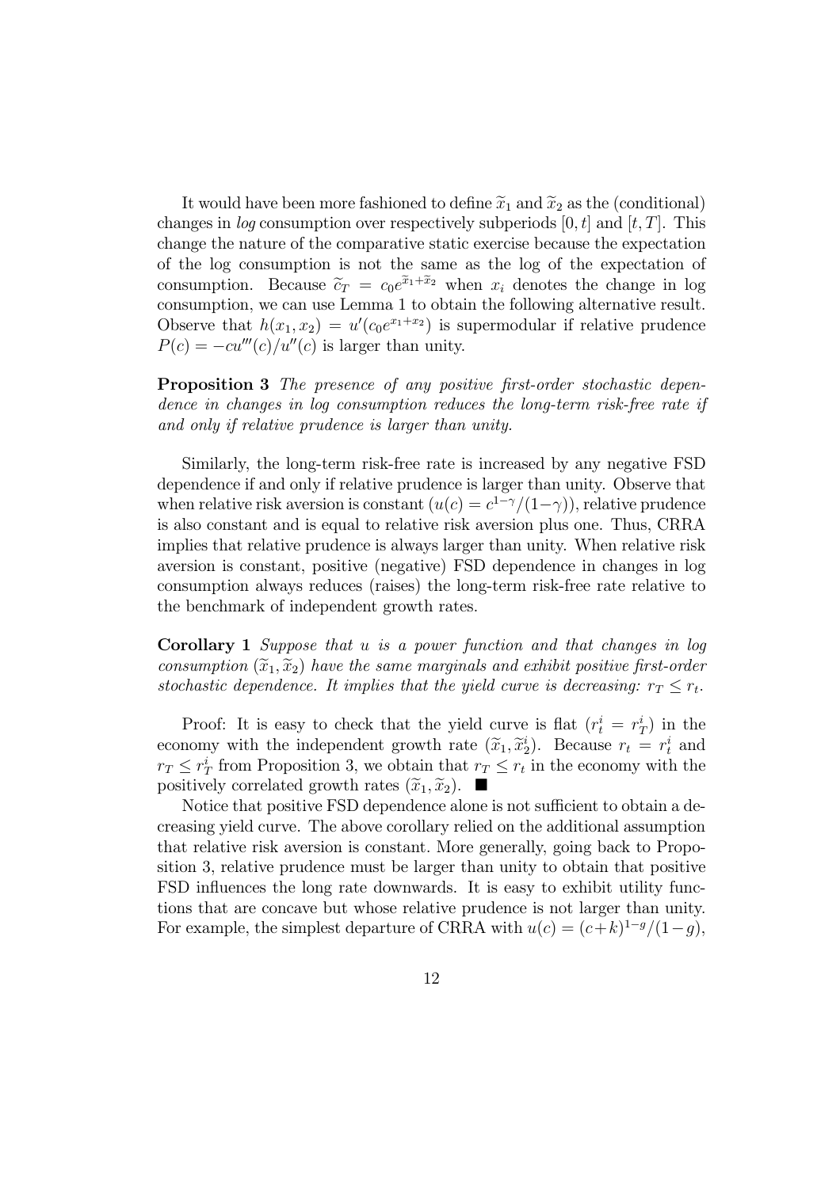It would have been more fashioned to define $\widetilde{x}_1$ and $\widetilde{x}_2$ as the (conditional) changes in *log* consumption over respectively subperiods $[0, t]$ and $[t, T]$. This change the nature of the comparative static exercise because the expectation of the log consumption is not the same as the log of the expectation of consumption. Because $\widetilde{c}_T = c_0 e^{\widetilde{x}_1 + \widetilde{x}_2}$ when $x_i$ denotes the change in log consumption, we can use Lemma 1 to obtain the following alternative result. Observe that $h(x_1, x_2) = u'(c_0 e^{x_1 + x_2})$ is supermodular if relative prudence $P(c) = -cu'''(c)/u''(c)$ is larger than unity.

**Proposition 3** *The presence of any positive first-order stochastic dependence in changes in log consumption reduces the long-term risk-free rate if and only if relative prudence is larger than unity.*

Similarly, the long-term risk-free rate is increased by any negative FSD dependence if and only if relative prudence is larger than unity. Observe that when relative risk aversion is constant ($u(c) = c^{1-\gamma}/(1-\gamma)$), relative prudence is also constant and is equal to relative risk aversion plus one. Thus, CRRA implies that relative prudence is always larger than unity. When relative risk aversion is constant, positive (negative) FSD dependence in changes in log consumption always reduces (raises) the long-term risk-free rate relative to the benchmark of independent growth rates.

**Corollary 1** *Suppose that $u$ is a power function and that changes in log consumption $(\widetilde{x}_1, \widetilde{x}_2)$ have the same marginals and exhibit positive first-order stochastic dependence. It implies that the yield curve is decreasing: $r_T \leq r_t$.*

Proof: It is easy to check that the yield curve is flat ($r_t^i = r_T^i$) in the economy with the independent growth rate $(\widetilde{x}_1, \widetilde{x}_2^i)$. Because $r_t = r_t^i$ and $r_T \leq r_T^i$ from Proposition 3, we obtain that $r_T \leq r_t$ in the economy with the positively correlated growth rates $(\widetilde{x}_1, \widetilde{x}_2)$. ■

Notice that positive FSD dependence alone is not sufficient to obtain a decreasing yield curve. The above corollary relied on the additional assumption that relative risk aversion is constant. More generally, going back to Proposition 3, relative prudence must be larger than unity to obtain that positive FSD influences the long rate downwards. It is easy to exhibit utility functions that are concave but whose relative prudence is not larger than unity. For example, the simplest departure of CRRA with $u(c) = (c+k)^{1-g}/(1-g)$,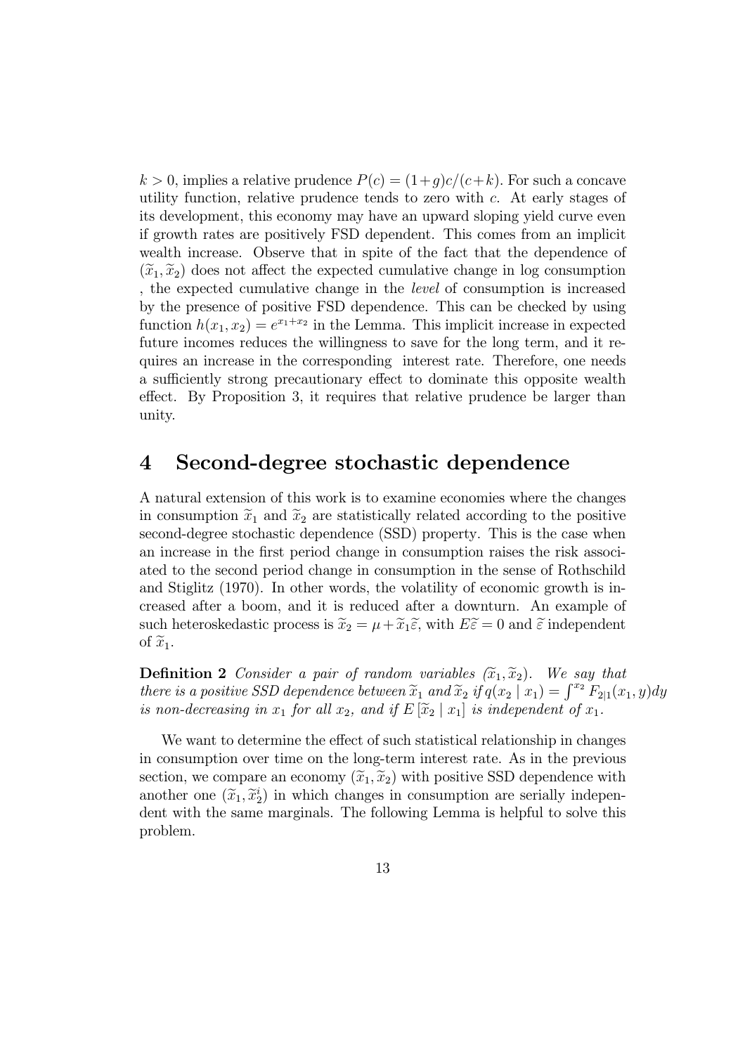$k > 0$, implies a relative prudence $P(c) = (1+g)c/(c+k)$. For such a concave utility function, relative prudence tends to zero with $c$. At early stages of its development, this economy may have an upward sloping yield curve even if growth rates are positively FSD dependent. This comes from an implicit wealth increase. Observe that in spite of the fact that the dependence of $(\widetilde{x}_1, \widetilde{x}_2)$ does not affect the expected cumulative change in log consumption , the expected cumulative change in the *level* of consumption is increased by the presence of positive FSD dependence. This can be checked by using function $h(x_1, x_2) = e^{x_1+x_2}$ in the Lemma. This implicit increase in expected future incomes reduces the willingness to save for the long term, and it requires an increase in the corresponding interest rate. Therefore, one needs a sufficiently strong precautionary effect to dominate this opposite wealth effect. By Proposition 3, it requires that relative prudence be larger than unity.

# 4 Second-degree stochastic dependence

A natural extension of this work is to examine economies where the changes in consumption $\widetilde{x}_1$ and $\widetilde{x}_2$ are statistically related according to the positive second-degree stochastic dependence (SSD) property. This is the case when an increase in the first period change in consumption raises the risk associated to the second period change in consumption in the sense of Rothschild and Stiglitz (1970). In other words, the volatility of economic growth is increased after a boom, and it is reduced after a downturn. An example of such heteroskedastic process is $\widetilde{x}_2 = \mu + \widetilde{x}_1 \widetilde{\varepsilon}$, with $E\widetilde{\varepsilon} = 0$ and $\widetilde{\varepsilon}$ independent of $\widetilde{x}_1$.

**Definition 2** *Consider a pair of random variables $(\widetilde{x}_1, \widetilde{x}_2)$. We say that there is a positive SSD dependence between $\widetilde{x}_1$ and $\widetilde{x}_2$ if $q(x_2 \mid x_1) = \int^{x_2} F_{2|1}(x_1, y)dy$ is non-decreasing in $x_1$ for all $x_2$, and if $E[\widetilde{x}_2 \mid x_1]$ is independent of $x_1$.*

We want to determine the effect of such statistical relationship in changes in consumption over time on the long-term interest rate. As in the previous section, we compare an economy $(\widetilde{x}_1, \widetilde{x}_2)$ with positive SSD dependence with another one $(\widetilde{x}_1, \widetilde{x}_2^i)$ in which changes in consumption are serially independent with the same marginals. The following Lemma is helpful to solve this problem.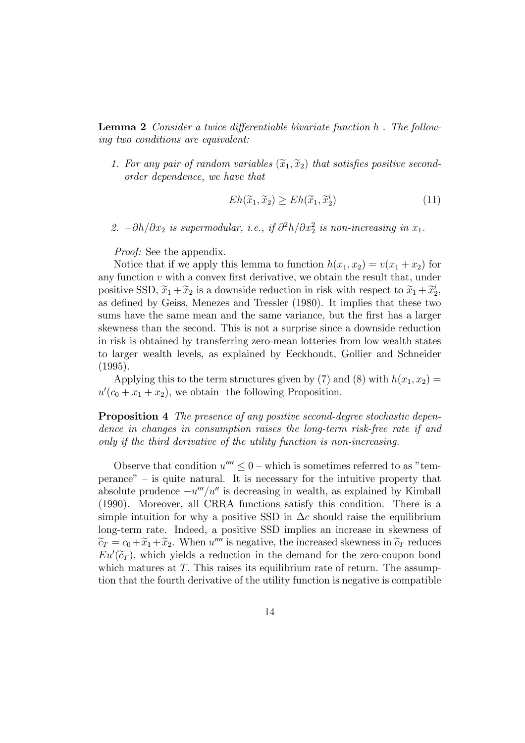**Lemma 2** *Consider a twice differentiable bivariate function $h$ . The following two conditions are equivalent:*

1. *For any pair of random variables $(\widetilde{x}_1, \widetilde{x}_2)$ that satisfies positive second-order dependence, we have that*

$$Eh(\widetilde{x}_1, \widetilde{x}_2) \geq Eh(\widetilde{x}_1, \widetilde{x}_2^i) \tag{11}$$

2. *$-\partial h/\partial x_2$ is supermodular, i.e., if $\partial^2 h/\partial x_2^2$ is non-increasing in $x_1$.*

*Proof:* See the appendix.

Notice that if we apply this lemma to function $h(x_1, x_2) = v(x_1 + x_2)$ for any function $v$ with a convex first derivative, we obtain the result that, under positive SSD, $\widetilde{x}_1 + \widetilde{x}_2$ is a downside reduction in risk with respect to $\widetilde{x}_1 + \widetilde{x}_2^i$, as defined by Geiss, Menezes and Tressler (1980). It implies that these two sums have the same mean and the same variance, but the first has a larger skewness than the second. This is not a surprise since a downside reduction in risk is obtained by transferring zero-mean lotteries from low wealth states to larger wealth levels, as explained by Eeckhoudt, Gollier and Schneider (1995).

Applying this to the term structures given by (7) and (8) with $h(x_1, x_2) = u'(c_0 + x_1 + x_2)$, we obtain the following Proposition.

**Proposition 4** *The presence of any positive second-degree stochastic dependence in changes in consumption raises the long-term risk-free rate if and only if the third derivative of the utility function is non-increasing.*

Observe that condition $u'''' \leq 0$ – which is sometimes referred to as "temperance" – is quite natural. It is necessary for the intuitive property that absolute prudence $-u'''/u''$ is decreasing in wealth, as explained by Kimball (1990). Moreover, all CRRA functions satisfy this condition. There is a simple intuition for why a positive SSD in $\Delta c$ should raise the equilibrium long-term rate. Indeed, a positive SSD implies an increase in skewness of $\widetilde{c}_T = c_0 + \widetilde{x}_1 + \widetilde{x}_2$. When $u''''$ is negative, the increased skewness in $\widetilde{c}_T$ reduces $Eu'(\widetilde{c}_T)$, which yields a reduction in the demand for the zero-coupon bond which matures at $T$. This raises its equilibrium rate of return. The assumption that the fourth derivative of the utility function is negative is compatible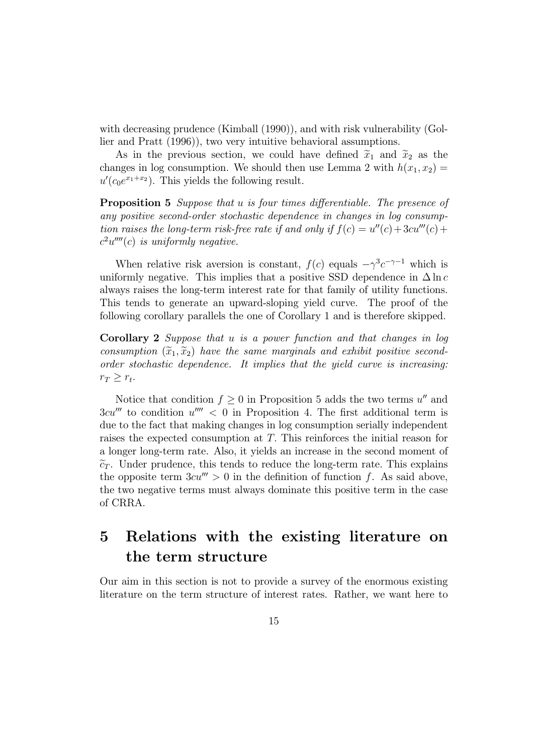with decreasing prudence (Kimball (1990)), and with risk vulnerability (Gollier and Pratt (1996)), two very intuitive behavioral assumptions.

As in the previous section, we could have defined $\widetilde{x}_1$ and $\widetilde{x}_2$ as the changes in log consumption. We should then use Lemma 2 with $h(x_1, x_2) = u'(c_0 e^{x_1+x_2})$. This yields the following result.

**Proposition 5** *Suppose that $u$ is four times differentiable. The presence of any positive second-order stochastic dependence in changes in log consumption raises the long-term risk-free rate if and only if $f(c) = u''(c) + 3cu'''(c) + c^2 u''''(c)$ is uniformly negative.*

When relative risk aversion is constant, $f(c)$ equals $-\gamma^3 c^{-\gamma-1}$ which is uniformly negative. This implies that a positive SSD dependence in $\Delta \ln c$ always raises the long-term interest rate for that family of utility functions. This tends to generate an upward-sloping yield curve. The proof of the following corollary parallels the one of Corollary 1 and is therefore skipped.

**Corollary 2** *Suppose that $u$ is a power function and that changes in log consumption $(\widetilde{x}_1, \widetilde{x}_2)$ have the same marginals and exhibit positive second-order stochastic dependence. It implies that the yield curve is increasing: $r_T \geq r_t$.*

Notice that condition $f \geq 0$ in Proposition 5 adds the two terms $u''$ and $3cu'''$ to condition $u'''' < 0$ in Proposition 4. The first additional term is due to the fact that making changes in log consumption serially independent raises the expected consumption at $T$. This reinforces the initial reason for a longer long-term rate. Also, it yields an increase in the second moment of $\widetilde{c}_T$. Under prudence, this tends to reduce the long-term rate. This explains the opposite term $3cu''' > 0$ in the definition of function $f$. As said above, the two negative terms must always dominate this positive term in the case of CRRA.

# 5 Relations with the existing literature on the term structure

Our aim in this section is not to provide a survey of the enormous existing literature on the term structure of interest rates. Rather, we want here to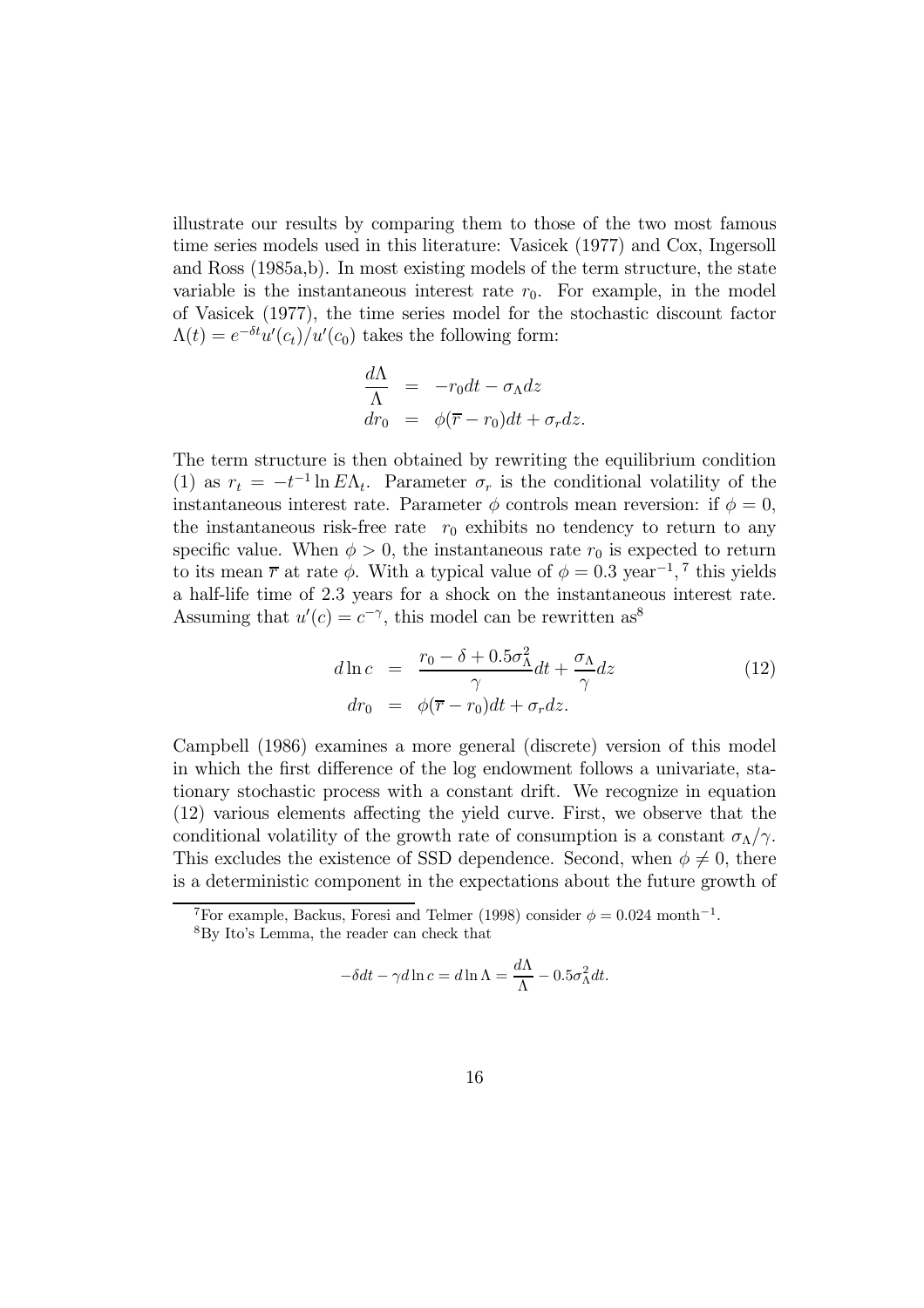illustrate our results by comparing them to those of the two most famous time series models used in this literature: Vasicek (1977) and Cox, Ingersoll and Ross (1985a,b). In most existing models of the term structure, the state variable is the instantaneous interest rate $r_0$. For example, in the model of Vasicek (1977), the time series model for the stochastic discount factor $\Lambda(t) = e^{-\delta t} u'(c_t)/u'(c_0)$ takes the following form:

$$
\begin{aligned}
\frac{d\Lambda}{\Lambda} &= -r_0 dt - \sigma_\Lambda dz \\
dr_0 &= \phi(\overline{r} - r_0)dt + \sigma_r dz.
\end{aligned}
$$

The term structure is then obtained by rewriting the equilibrium condition (1) as $r_t = -t^{-1} \ln E\Lambda_t$. Parameter $\sigma_r$ is the conditional volatility of the instantaneous interest rate. Parameter $\phi$ controls mean reversion: if $\phi = 0$, the instantaneous risk-free rate $r_0$ exhibits no tendency to return to any specific value. When $\phi > 0$, the instantaneous rate $r_0$ is expected to return to its mean $\overline{r}$ at rate $\phi$. With a typical value of $\phi = 0.3$ year$^{-1}$,[7] this yields a half-life time of 2.3 years for a shock on the instantaneous interest rate. Assuming that $u'(c) = c^{-\gamma}$, this model can be rewritten as[8]

$$
\begin{aligned}
d \ln c &= \frac{r_0 - \delta + 0.5\sigma_\Lambda^2}{\gamma} dt + \frac{\sigma_\Lambda}{\gamma} dz \\
dr_0 &= \phi(\overline{r} - r_0)dt + \sigma_r dz.
\end{aligned}
\tag{12}
$$

Campbell (1986) examines a more general (discrete) version of this model in which the first difference of the log endowment follows a univariate, stationary stochastic process with a constant drift. We recognize in equation (12) various elements affecting the yield curve. First, we observe that the conditional volatility of the growth rate of consumption is a constant $\sigma_\Lambda/\gamma$. This excludes the existence of SSD dependence. Second, when $\phi \neq 0$, there is a deterministic component in the expectations about the future growth of

---

[7] For example, Backus, Foresi and Telmer (1998) consider $\phi = 0.024$ month$^{-1}$.

[8] By Ito's Lemma, the reader can check that

$$
-\delta dt - \gamma d \ln c = d \ln \Lambda = \frac{d\Lambda}{\Lambda} - 0.5\sigma_\Lambda^2 dt.
$$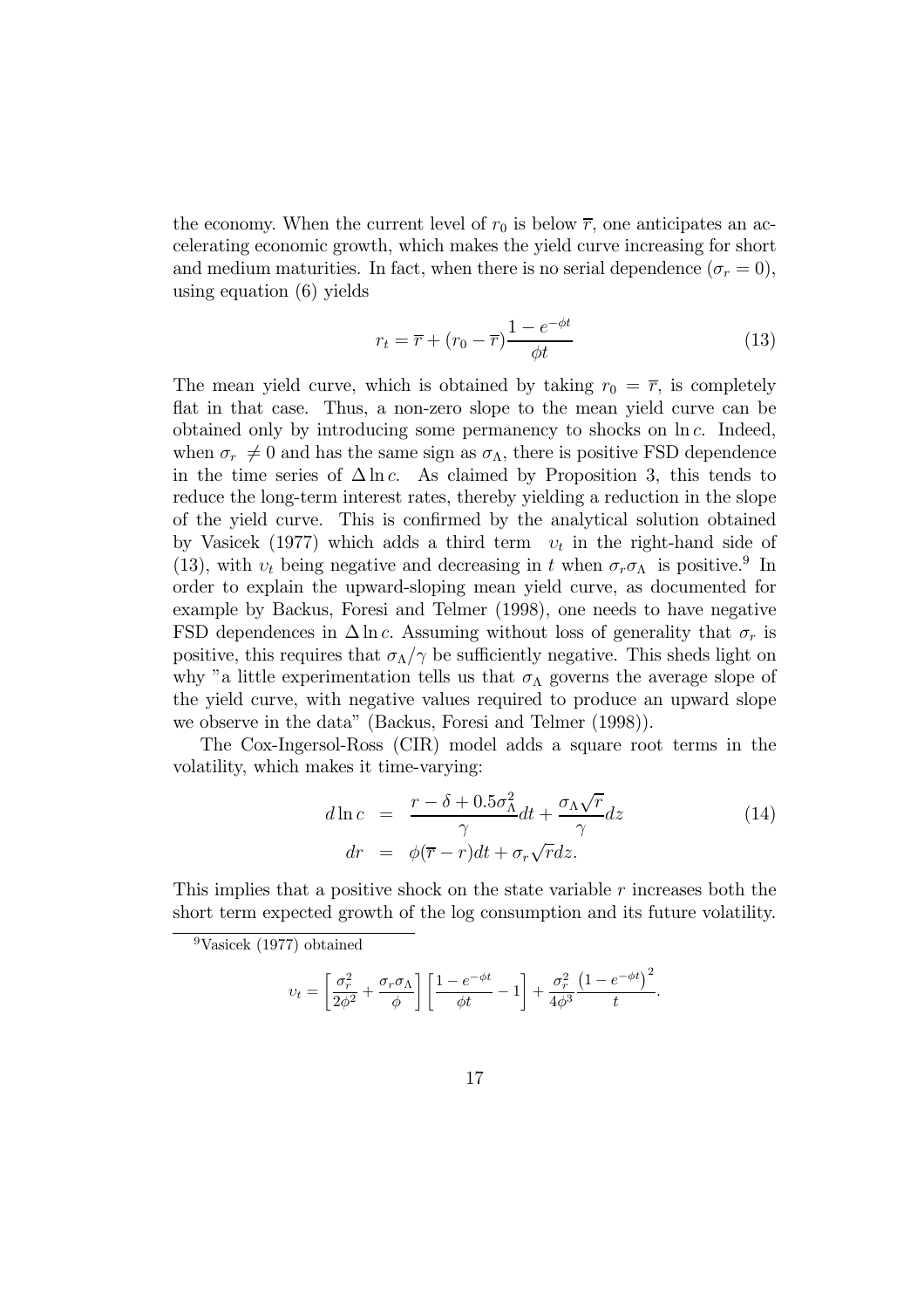the economy. When the current level of $r_0$ is below $\overline{r}$, one anticipates an accelerating economic growth, which makes the yield curve increasing for short and medium maturities. In fact, when there is no serial dependence ($\sigma_r = 0$), using equation (6) yields

$$r_t = \overline{r} + (r_0 - \overline{r})\frac{1 - e^{-\phi t}}{\phi t} \tag{13}$$

The mean yield curve, which is obtained by taking $r_0 = \overline{r}$, is completely flat in that case. Thus, a non-zero slope to the mean yield curve can be obtained only by introducing some permanency to shocks on $\ln c$. Indeed, when $\sigma_r \neq 0$ and has the same sign as $\sigma_\Lambda$, there is positive FSD dependence in the time series of $\Delta \ln c$. As claimed by Proposition 3, this tends to reduce the long-term interest rates, thereby yielding a reduction in the slope of the yield curve. This is confirmed by the analytical solution obtained by Vasicek (1977) which adds a third term $\upsilon_t$ in the right-hand side of (13), with $\upsilon_t$ being negative and decreasing in $t$ when $\sigma_r \sigma_\Lambda$ is positive.[9] In order to explain the upward-sloping mean yield curve, as documented for example by Backus, Foresi and Telmer (1998), one needs to have negative FSD dependences in $\Delta \ln c$. Assuming without loss of generality that $\sigma_r$ is positive, this requires that $\sigma_\Lambda / \gamma$ be sufficiently negative. This sheds light on why "a little experimentation tells us that $\sigma_\Lambda$ governs the average slope of the yield curve, with negative values required to produce an upward slope we observe in the data" (Backus, Foresi and Telmer (1998)).

The Cox-Ingersol-Ross (CIR) model adds a square root terms in the volatility, which makes it time-varying:

$$\begin{aligned} d \ln c &= \frac{r - \delta + 0.5\sigma_\Lambda^2}{\gamma} dt + \frac{\sigma_\Lambda \sqrt{r}}{\gamma} dz \\ dr &= \phi(\overline{r} - r)dt + \sigma_r \sqrt{r} dz. \end{aligned} \tag{14}$$

This implies that a positive shock on the state variable $r$ increases both the short term expected growth of the log consumption and its future volatility.

---

[9] Vasicek (1977) obtained

$$\upsilon_t = \left[\frac{\sigma_r^2}{2\phi^2} + \frac{\sigma_r \sigma_\Lambda}{\phi}\right]\left[\frac{1 - e^{-\phi t}}{\phi t} - 1\right] + \frac{\sigma_r^2}{4\phi^3}\frac{\left(1 - e^{-\phi t}\right)^2}{t}.$$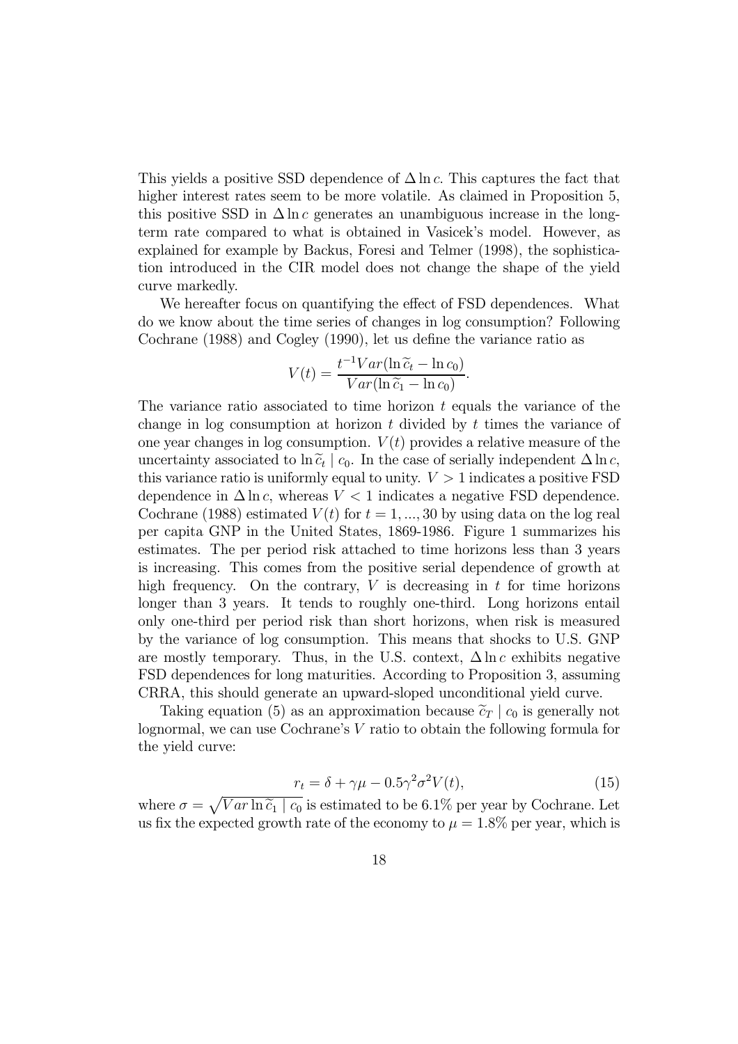This yields a positive SSD dependence of $\Delta \ln c$. This captures the fact that higher interest rates seem to be more volatile. As claimed in Proposition 5, this positive SSD in $\Delta \ln c$ generates an unambiguous increase in the long-term rate compared to what is obtained in Vasicek's model. However, as explained for example by Backus, Foresi and Telmer (1998), the sophistication introduced in the CIR model does not change the shape of the yield curve markedly.

We hereafter focus on quantifying the effect of FSD dependences. What do we know about the time series of changes in log consumption? Following Cochrane (1988) and Cogley (1990), let us define the variance ratio as

$$V(t) = \frac{t^{-1}Var(\ln \widetilde{c}_t - \ln c_0)}{Var(\ln \widetilde{c}_1 - \ln c_0)}.$$

The variance ratio associated to time horizon $t$ equals the variance of the change in log consumption at horizon $t$ divided by $t$ times the variance of one year changes in log consumption. $V(t)$ provides a relative measure of the uncertainty associated to $\ln \widetilde{c}_t \mid c_0$. In the case of serially independent $\Delta \ln c$, this variance ratio is uniformly equal to unity. $V > 1$ indicates a positive FSD dependence in $\Delta \ln c$, whereas $V < 1$ indicates a negative FSD dependence. Cochrane (1988) estimated $V(t)$ for $t = 1, ..., 30$ by using data on the log real per capita GNP in the United States, 1869-1986. Figure 1 summarizes his estimates. The per period risk attached to time horizons less than 3 years is increasing. This comes from the positive serial dependence of growth at high frequency. On the contrary, $V$ is decreasing in $t$ for time horizons longer than 3 years. It tends to roughly one-third. Long horizons entail only one-third per period risk than short horizons, when risk is measured by the variance of log consumption. This means that shocks to U.S. GNP are mostly temporary. Thus, in the U.S. context, $\Delta \ln c$ exhibits negative FSD dependences for long maturities. According to Proposition 3, assuming CRRA, this should generate an upward-sloped unconditional yield curve.

Taking equation (5) as an approximation because $\widetilde{c}_T \mid c_0$ is generally not lognormal, we can use Cochrane's $V$ ratio to obtain the following formula for the yield curve:

$$r_t = \delta + \gamma\mu - 0.5\gamma^2\sigma^2 V(t), \tag{15}$$

where $\sigma = \sqrt{Var \ln \widetilde{c}_1 \mid c_0}$ is estimated to be 6.1% per year by Cochrane. Let us fix the expected growth rate of the economy to $\mu = 1.8\%$ per year, which is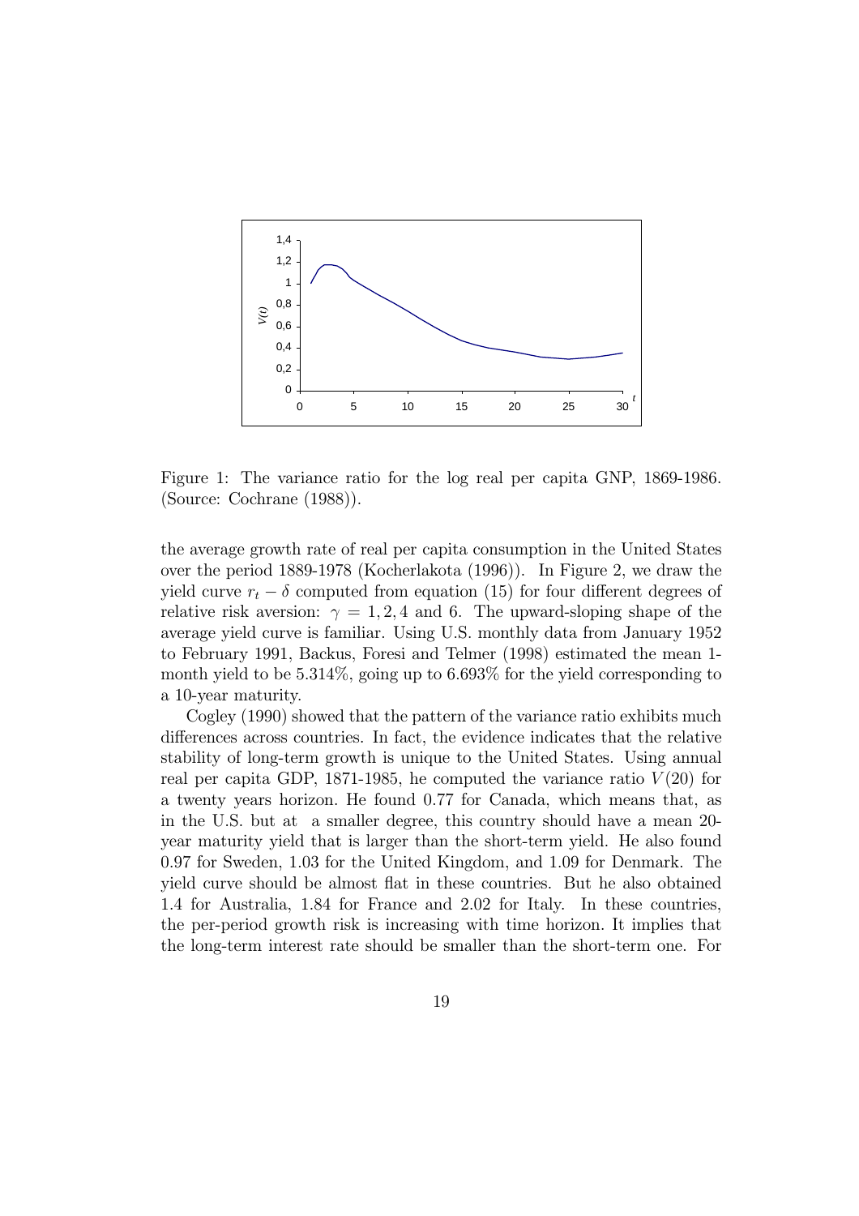Figure 1: The variance ratio for the log real per capita GNP, 1869-1986. (Source: Cochrane (1988)).

the average growth rate of real per capita consumption in the United States over the period 1889-1978 (Kocherlakota (1996)). In Figure 2, we draw the yield curve $r_t - \delta$ computed from equation (15) for four different degrees of relative risk aversion: $\gamma = 1, 2, 4$ and 6. The upward-sloping shape of the average yield curve is familiar. Using U.S. monthly data from January 1952 to February 1991, Backus, Foresi and Telmer (1998) estimated the mean 1-month yield to be 5.314%, going up to 6.693% for the yield corresponding to a 10-year maturity.

Cogley (1990) showed that the pattern of the variance ratio exhibits much differences across countries. In fact, the evidence indicates that the relative stability of long-term growth is unique to the United States. Using annual real per capita GDP, 1871-1985, he computed the variance ratio $V(20)$ for a twenty years horizon. He found 0.77 for Canada, which means that, as in the U.S. but at a smaller degree, this country should have a mean 20-year maturity yield that is larger than the short-term yield. He also found 0.97 for Sweden, 1.03 for the United Kingdom, and 1.09 for Denmark. The yield curve should be almost flat in these countries. But he also obtained 1.4 for Australia, 1.84 for France and 2.02 for Italy. In these countries, the per-period growth risk is increasing with time horizon. It implies that the long-term interest rate should be smaller than the short-term one. For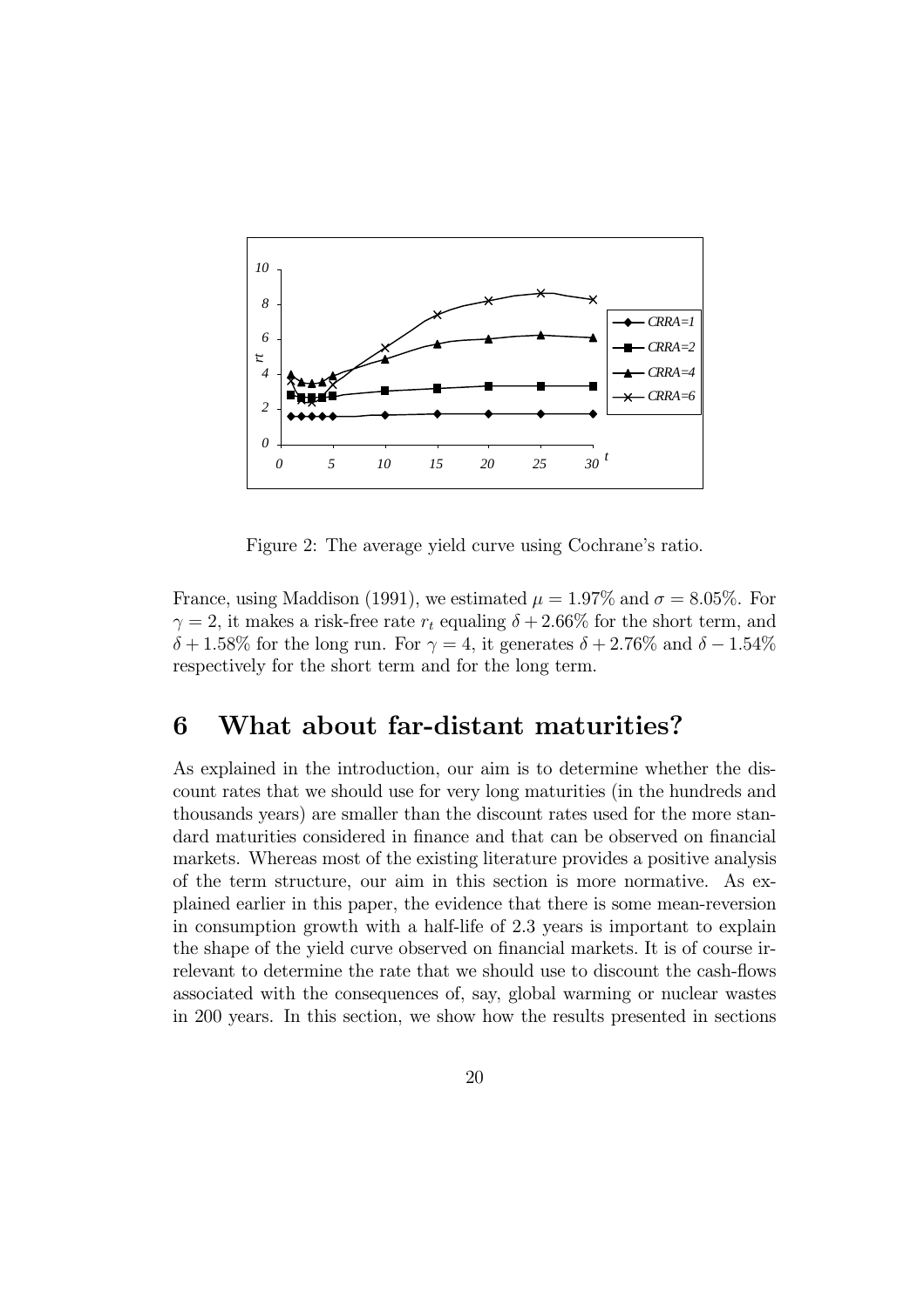Figure 2: The average yield curve using Cochrane's ratio.

France, using Maddison (1991), we estimated $\mu = 1.97\%$ and $\sigma = 8.05\%$. For $\gamma = 2$, it makes a risk-free rate $r_t$ equaling $\delta + 2.66\%$ for the short term, and $\delta + 1.58\%$ for the long run. For $\gamma = 4$, it generates $\delta + 2.76\%$ and $\delta - 1.54\%$ respectively for the short term and for the long term.

# 6 What about far-distant maturities?

As explained in the introduction, our aim is to determine whether the discount rates that we should use for very long maturities (in the hundreds and thousands years) are smaller than the discount rates used for the more standard maturities considered in finance and that can be observed on financial markets. Whereas most of the existing literature provides a positive analysis of the term structure, our aim in this section is more normative. As explained earlier in this paper, the evidence that there is some mean-reversion in consumption growth with a half-life of 2.3 years is important to explain the shape of the yield curve observed on financial markets. It is of course irrelevant to determine the rate that we should use to discount the cash-flows associated with the consequences of, say, global warming or nuclear wastes in 200 years. In this section, we show how the results presented in sections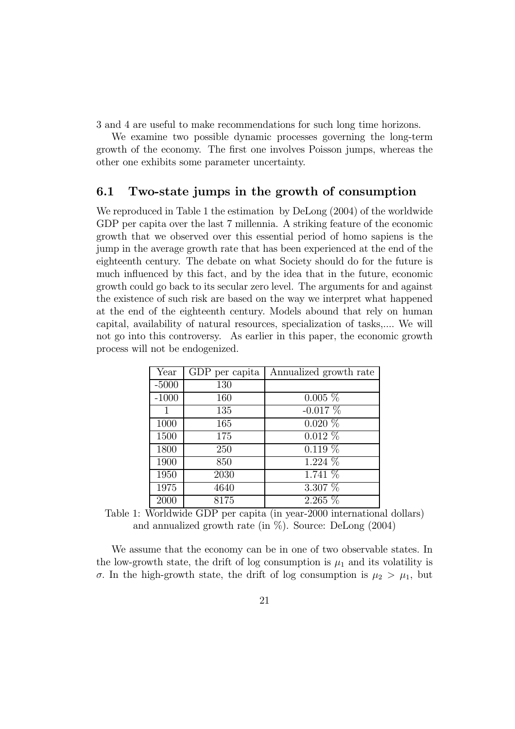3 and 4 are useful to make recommendations for such long time horizons.

We examine two possible dynamic processes governing the long-term growth of the economy. The first one involves Poisson jumps, whereas the other one exhibits some parameter uncertainty.

## 6.1 Two-state jumps in the growth of consumption

We reproduced in Table 1 the estimation by DeLong (2004) of the worldwide GDP per capita over the last 7 millennia. A striking feature of the economic growth that we observed over this essential period of homo sapiens is the jump in the average growth rate that has been experienced at the end of the eighteenth century. The debate on what Society should do for the future is much influenced by this fact, and by the idea that in the future, economic growth could go back to its secular zero level. The arguments for and against the existence of such risk are based on the way we interpret what happened at the end of the eighteenth century. Models abound that rely on human capital, availability of natural resources, specialization of tasks,.... We will not go into this controversy. As earlier in this paper, the economic growth process will not be endogenized.

| Year | GDP per capita | Annualized growth rate |
|---|---|---|
| -5000 | 130 | |
| -1000 | 160 | 0.005 % |
| 1 | 135 | -0.017 % |
| 1000 | 165 | 0.020 % |
| 1500 | 175 | 0.012 % |
| 1800 | 250 | 0.119 % |
| 1900 | 850 | 1.224 % |
| 1950 | 2030 | 1.741 % |
| 1975 | 4640 | 3.307 % |
| 2000 | 8175 | 2.265 % |

Table 1: Worldwide GDP per capita (in year-2000 international dollars) and annualized growth rate (in %). Source: DeLong (2004)

We assume that the economy can be in one of two observable states. In the low-growth state, the drift of log consumption is $\mu_1$ and its volatility is $\sigma$. In the high-growth state, the drift of log consumption is $\mu_2 > \mu_1$, but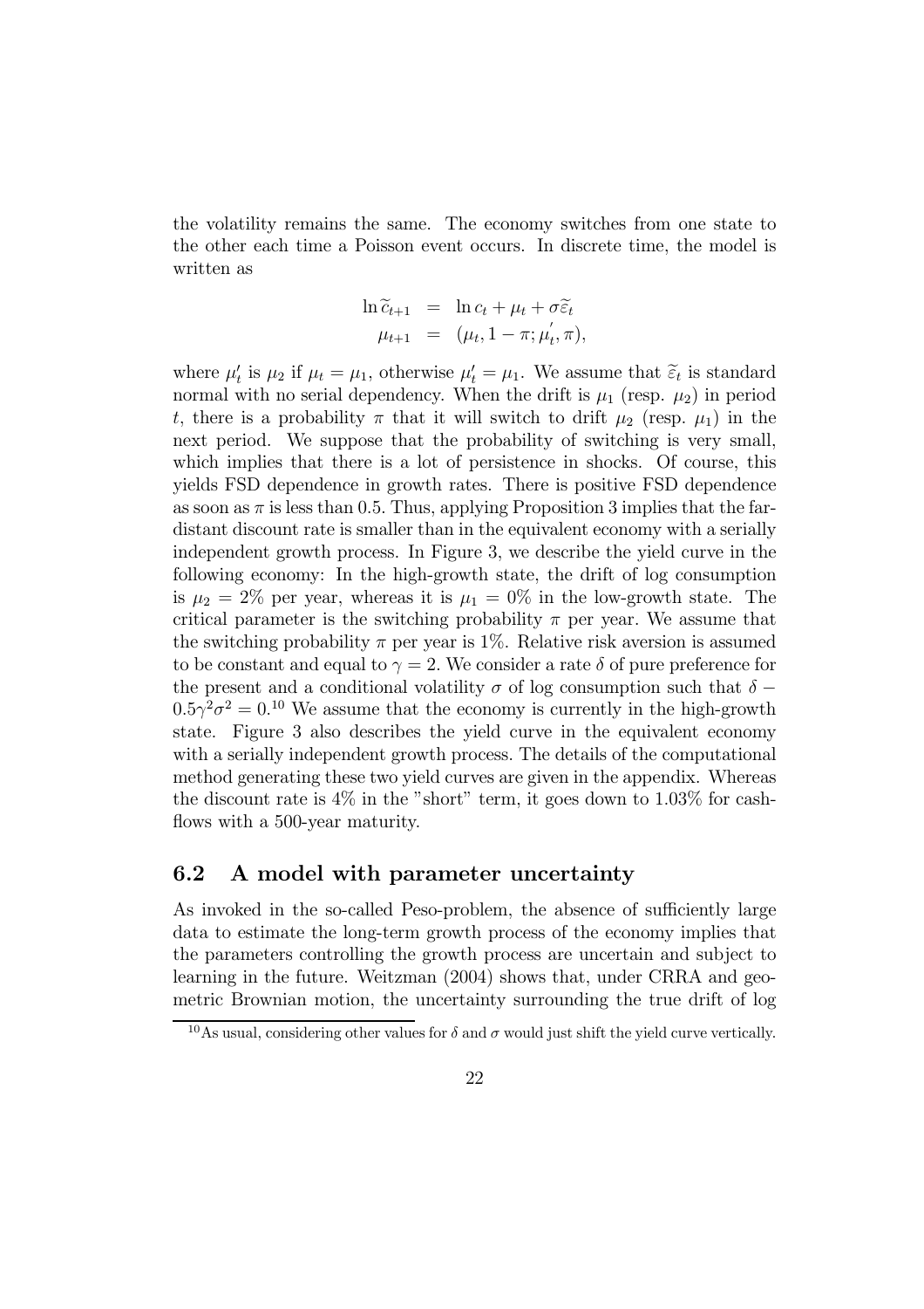the volatility remains the same. The economy switches from one state to the other each time a Poisson event occurs. In discrete time, the model is written as

$$
\begin{aligned}
\ln \widetilde{c}_{t+1} &= \ln c_t + \mu_t + \sigma \widetilde{\varepsilon}_t \\
\mu_{t+1} &= (\mu_t, 1-\pi; \mu_t^{'}, \pi),
\end{aligned}
$$

where $\mu_t'$ is $\mu_2$ if $\mu_t = \mu_1$, otherwise $\mu_t' = \mu_1$. We assume that $\widetilde{\varepsilon}_t$ is standard normal with no serial dependency. When the drift is $\mu_1$ (resp. $\mu_2$) in period $t$, there is a probability $\pi$ that it will switch to drift $\mu_2$ (resp. $\mu_1$) in the next period. We suppose that the probability of switching is very small, which implies that there is a lot of persistence in shocks. Of course, this yields FSD dependence in growth rates. There is positive FSD dependence as soon as $\pi$ is less than 0.5. Thus, applying Proposition 3 implies that the far-distant discount rate is smaller than in the equivalent economy with a serially independent growth process. In Figure 3, we describe the yield curve in the following economy: In the high-growth state, the drift of log consumption is $\mu_2 = 2\%$ per year, whereas it is $\mu_1 = 0\%$ in the low-growth state. The critical parameter is the switching probability $\pi$ per year. We assume that the switching probability $\pi$ per year is 1%. Relative risk aversion is assumed to be constant and equal to $\gamma = 2$. We consider a rate $\delta$ of pure preference for the present and a conditional volatility $\sigma$ of log consumption such that $\delta - 0.5\gamma^2\sigma^2 = 0$.[10] We assume that the economy is currently in the high-growth state. Figure 3 also describes the yield curve in the equivalent economy with a serially independent growth process. The details of the computational method generating these two yield curves are given in the appendix. Whereas the discount rate is 4% in the "short" term, it goes down to 1.03% for cash-flows with a 500-year maturity.

## 6.2 A model with parameter uncertainty

As invoked in the so-called Peso-problem, the absence of sufficiently large data to estimate the long-term growth process of the economy implies that the parameters controlling the growth process are uncertain and subject to learning in the future. Weitzman (2004) shows that, under CRRA and geometric Brownian motion, the uncertainty surrounding the true drift of log

[10] As usual, considering other values for $\delta$ and $\sigma$ would just shift the yield curve vertically.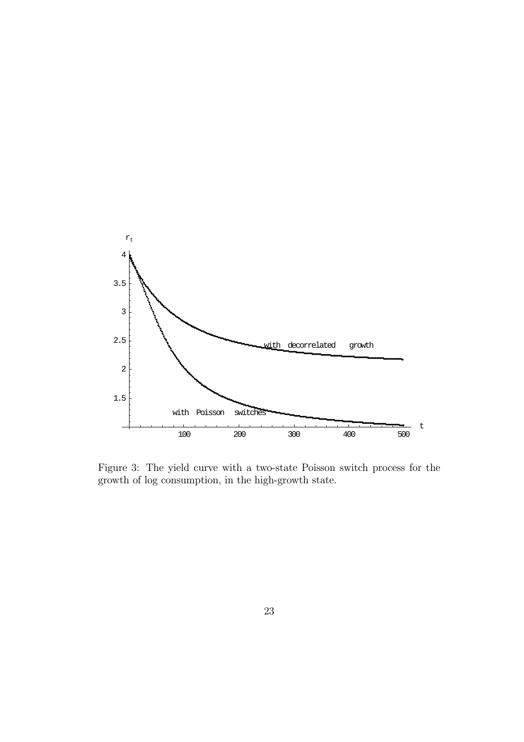Figure 3: The yield curve with a two-state Poisson switch process for the growth of log consumption, in the high-growth state.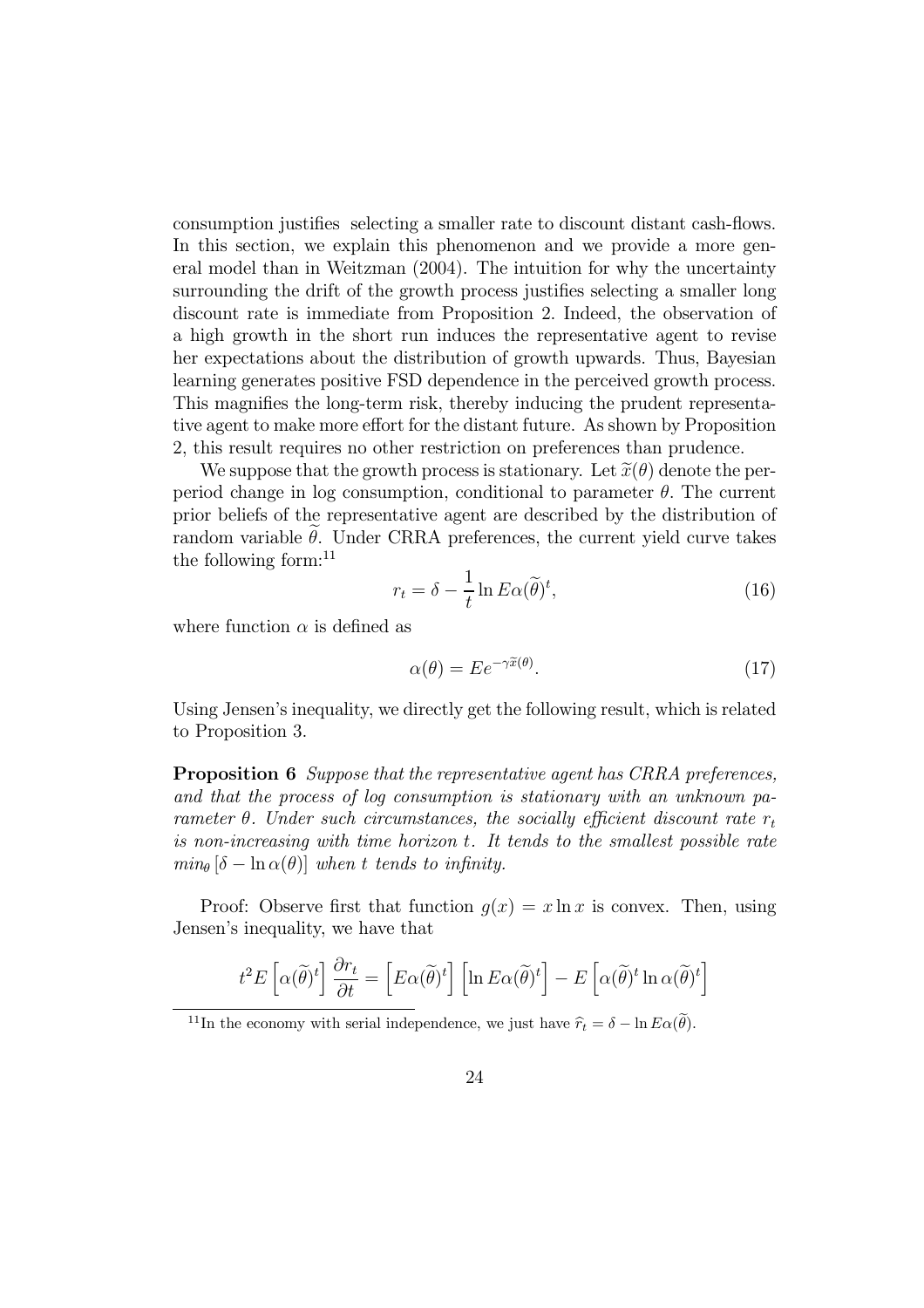consumption justifies selecting a smaller rate to discount distant cash-flows. In this section, we explain this phenomenon and we provide a more general model than in Weitzman (2004). The intuition for why the uncertainty surrounding the drift of the growth process justifies selecting a smaller long discount rate is immediate from Proposition 2. Indeed, the observation of a high growth in the short run induces the representative agent to revise her expectations about the distribution of growth upwards. Thus, Bayesian learning generates positive FSD dependence in the perceived growth process. This magnifies the long-term risk, thereby inducing the prudent representative agent to make more effort for the distant future. As shown by Proposition 2, this result requires no other restriction on preferences than prudence.

We suppose that the growth process is stationary. Let $\widetilde{x}(\theta)$ denote the per-period change in log consumption, conditional to parameter $\theta$. The current prior beliefs of the representative agent are described by the distribution of random variable $\widetilde{\theta}$. Under CRRA preferences, the current yield curve takes the following form:[11]

$$r_t = \delta - \frac{1}{t} \ln E\alpha(\widetilde{\theta})^t, \tag{16}$$

where function $\alpha$ is defined as

$$\alpha(\theta) = Ee^{-\gamma \widetilde{x}(\theta)}. \tag{17}$$

Using Jensen's inequality, we directly get the following result, which is related to Proposition 3.

**Proposition 6** *Suppose that the representative agent has CRRA preferences, and that the process of log consumption is stationary with an unknown parameter $\theta$. Under such circumstances, the socially efficient discount rate $r_t$ is non-increasing with time horizon $t$. It tends to the smallest possible rate $min_\theta \left[\delta - \ln \alpha(\theta)\right]$ when $t$ tends to infinity.*

Proof: Observe first that function $g(x) = x \ln x$ is convex. Then, using Jensen's inequality, we have that

$$t^2 E\left[\alpha(\widetilde{\theta})^t\right] \frac{\partial r_t}{\partial t} = \left[E\alpha(\widetilde{\theta})^t\right]\left[\ln E\alpha(\widetilde{\theta})^t\right] - E\left[\alpha(\widetilde{\theta})^t \ln \alpha(\widetilde{\theta})^t\right]$$

[11] In the economy with serial independence, we just have $\widehat{r}_t = \delta - \ln E\alpha(\widetilde{\theta})$.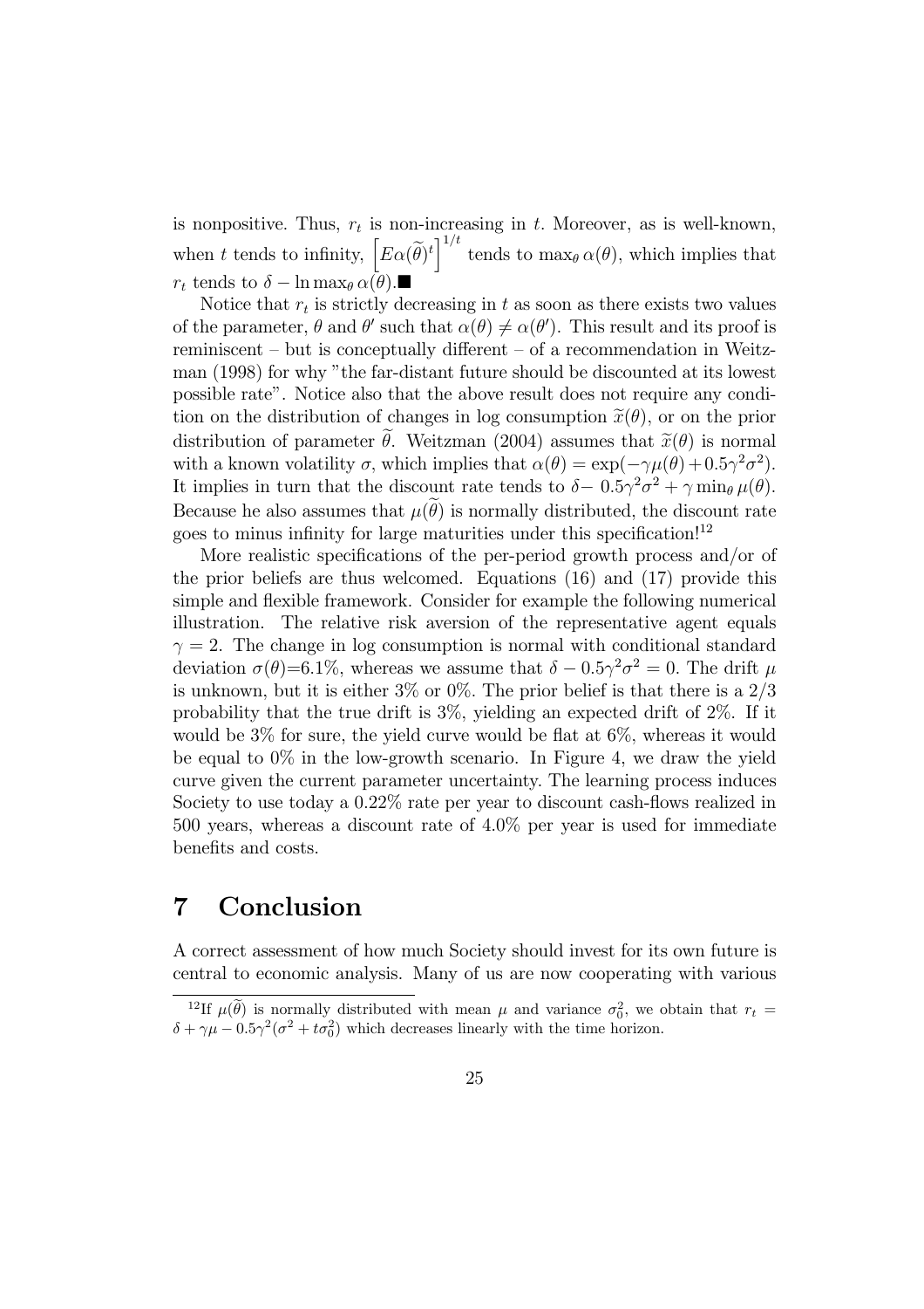is nonpositive. Thus, $r_t$ is non-increasing in $t$. Moreover, as is well-known, when $t$ tends to infinity, $\left[E\alpha(\widetilde{\theta})^t\right]^{1/t}$ tends to $\max_\theta \alpha(\theta)$, which implies that $r_t$ tends to $\delta - \ln \max_\theta \alpha(\theta)$.■

Notice that $r_t$ is strictly decreasing in $t$ as soon as there exists two values of the parameter, $\theta$ and $\theta'$ such that $\alpha(\theta) \neq \alpha(\theta')$. This result and its proof is reminiscent – but is conceptually different – of a recommendation in Weitzman (1998) for why "the far-distant future should be discounted at its lowest possible rate". Notice also that the above result does not require any condition on the distribution of changes in log consumption $\widetilde{x}(\theta)$, or on the prior distribution of parameter $\widetilde{\theta}$. Weitzman (2004) assumes that $\widetilde{x}(\theta)$ is normal with a known volatility $\sigma$, which implies that $\alpha(\theta) = \exp(-\gamma\mu(\theta) + 0.5\gamma^2\sigma^2)$. It implies in turn that the discount rate tends to $\delta - 0.5\gamma^2\sigma^2 + \gamma \min_\theta \mu(\theta)$. Because he also assumes that $\mu(\widetilde{\theta})$ is normally distributed, the discount rate goes to minus infinity for large maturities under this specification![12]

More realistic specifications of the per-period growth process and/or of the prior beliefs are thus welcomed. Equations (16) and (17) provide this simple and flexible framework. Consider for example the following numerical illustration. The relative risk aversion of the representative agent equals $\gamma = 2$. The change in log consumption is normal with conditional standard deviation $\sigma(\theta)$=6.1%, whereas we assume that $\delta - 0.5\gamma^2\sigma^2 = 0$. The drift $\mu$ is unknown, but it is either 3% or 0%. The prior belief is that there is a 2/3 probability that the true drift is 3%, yielding an expected drift of 2%. If it would be 3% for sure, the yield curve would be flat at 6%, whereas it would be equal to 0% in the low-growth scenario. In Figure 4, we draw the yield curve given the current parameter uncertainty. The learning process induces Society to use today a 0.22% rate per year to discount cash-flows realized in 500 years, whereas a discount rate of 4.0% per year is used for immediate benefits and costs.

# 7 Conclusion

A correct assessment of how much Society should invest for its own future is central to economic analysis. Many of us are now cooperating with various

[12] If $\mu(\widetilde{\theta})$ is normally distributed with mean $\mu$ and variance $\sigma_0^2$, we obtain that $r_t = \delta + \gamma\mu - 0.5\gamma^2(\sigma^2 + t\sigma_0^2)$ which decreases linearly with the time horizon.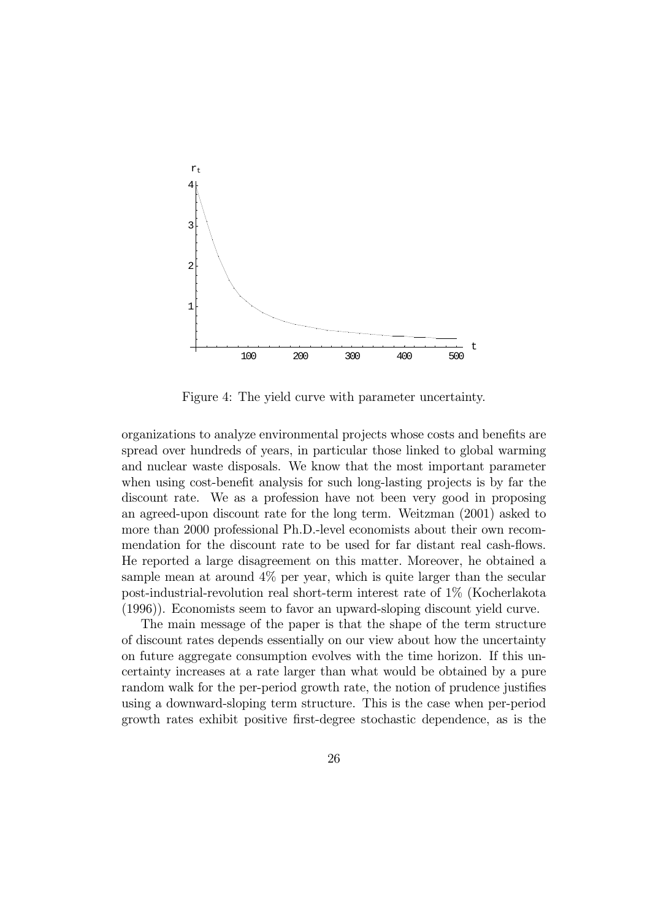Figure 4: The yield curve with parameter uncertainty.

organizations to analyze environmental projects whose costs and benefits are spread over hundreds of years, in particular those linked to global warming and nuclear waste disposals. We know that the most important parameter when using cost-benefit analysis for such long-lasting projects is by far the discount rate. We as a profession have not been very good in proposing an agreed-upon discount rate for the long term. Weitzman (2001) asked to more than 2000 professional Ph.D.-level economists about their own recommendation for the discount rate to be used for far distant real cash-flows. He reported a large disagreement on this matter. Moreover, he obtained a sample mean at around 4% per year, which is quite larger than the secular post-industrial-revolution real short-term interest rate of 1% (Kocherlakota (1996)). Economists seem to favor an upward-sloping discount yield curve.

The main message of the paper is that the shape of the term structure of discount rates depends essentially on our view about how the uncertainty on future aggregate consumption evolves with the time horizon. If this uncertainty increases at a rate larger than what would be obtained by a pure random walk for the per-period growth rate, the notion of prudence justifies using a downward-sloping term structure. This is the case when per-period growth rates exhibit positive first-degree stochastic dependence, as is the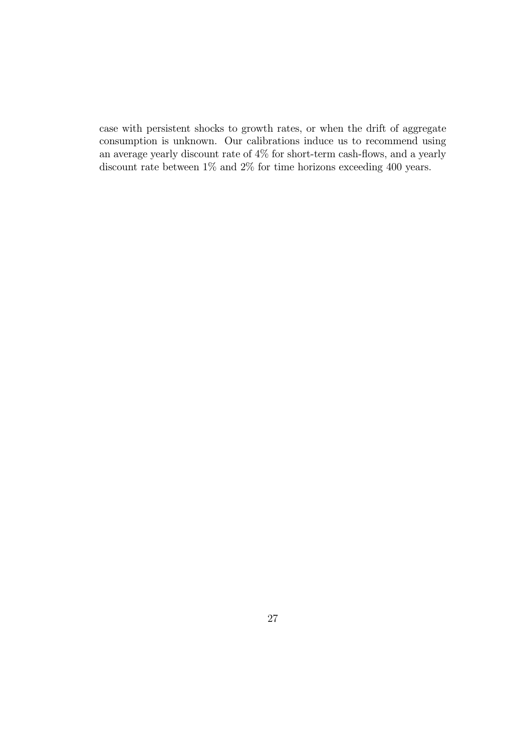case with persistent shocks to growth rates, or when the drift of aggregate consumption is unknown. Our calibrations induce us to recommend using an average yearly discount rate of 4% for short-term cash-flows, and a yearly discount rate between 1% and 2% for time horizons exceeding 400 years.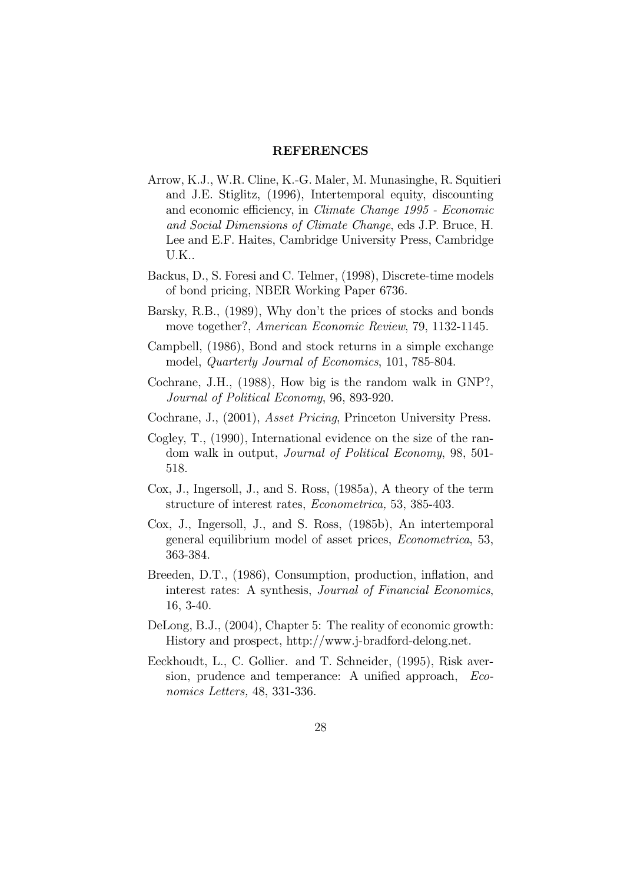**REFERENCES**

Arrow, K.J., W.R. Cline, K.-G. Maler, M. Munasinghe, R. Squitieri and J.E. Stiglitz, (1996), Intertemporal equity, discounting and economic efficiency, in *Climate Change 1995 - Economic and Social Dimensions of Climate Change*, eds J.P. Bruce, H. Lee and E.F. Haites, Cambridge University Press, Cambridge U.K..

Backus, D., S. Foresi and C. Telmer, (1998), Discrete-time models of bond pricing, NBER Working Paper 6736.

Barsky, R.B., (1989), Why don't the prices of stocks and bonds move together?, *American Economic Review*, 79, 1132-1145.

Campbell, (1986), Bond and stock returns in a simple exchange model, *Quarterly Journal of Economics*, 101, 785-804.

Cochrane, J.H., (1988), How big is the random walk in GNP?, *Journal of Political Economy*, 96, 893-920.

Cochrane, J., (2001), *Asset Pricing*, Princeton University Press.

Cogley, T., (1990), International evidence on the size of the random walk in output, *Journal of Political Economy*, 98, 501-518.

Cox, J., Ingersoll, J., and S. Ross, (1985a), A theory of the term structure of interest rates, *Econometrica,* 53, 385-403.

Cox, J., Ingersoll, J., and S. Ross, (1985b), An intertemporal general equilibrium model of asset prices, *Econometrica*, 53, 363-384.

Breeden, D.T., (1986), Consumption, production, inflation, and interest rates: A synthesis, *Journal of Financial Economics*, 16, 3-40.

DeLong, B.J., (2004), Chapter 5: The reality of economic growth: History and prospect, http://www.j-bradford-delong.net.

Eeckhoudt, L., C. Gollier. and T. Schneider, (1995), Risk aversion, prudence and temperance: A unified approach, *Economics Letters,* 48, 331-336.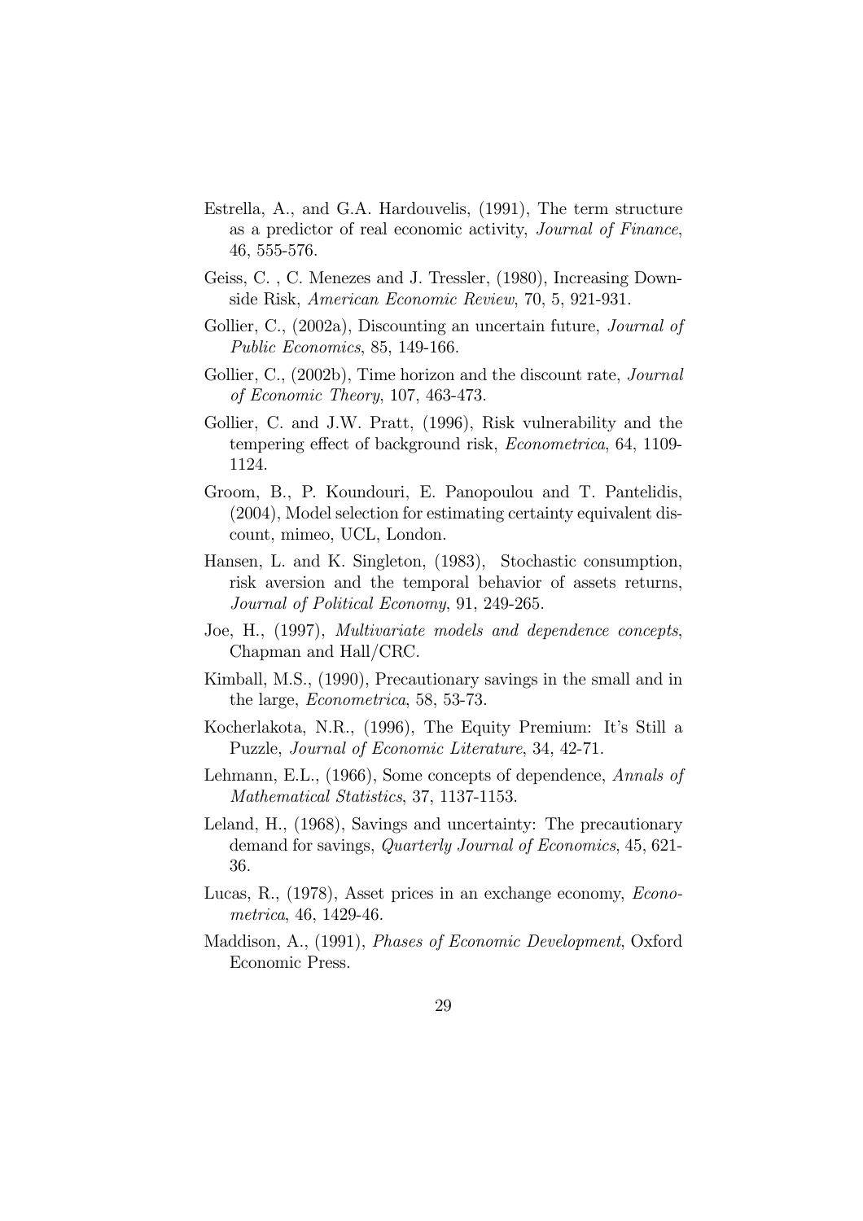Estrella, A., and G.A. Hardouvelis, (1991), The term structure as a predictor of real economic activity, *Journal of Finance*, 46, 555-576.

Geiss, C. , C. Menezes and J. Tressler, (1980), Increasing Downside Risk, *American Economic Review*, 70, 5, 921-931.

Gollier, C., (2002a), Discounting an uncertain future, *Journal of Public Economics*, 85, 149-166.

Gollier, C., (2002b), Time horizon and the discount rate, *Journal of Economic Theory*, 107, 463-473.

Gollier, C. and J.W. Pratt, (1996), Risk vulnerability and the tempering effect of background risk, *Econometrica*, 64, 1109-1124.

Groom, B., P. Koundouri, E. Panopoulou and T. Pantelidis, (2004), Model selection for estimating certainty equivalent discount, mimeo, UCL, London.

Hansen, L. and K. Singleton, (1983), Stochastic consumption, risk aversion and the temporal behavior of assets returns, *Journal of Political Economy*, 91, 249-265.

Joe, H., (1997), *Multivariate models and dependence concepts*, Chapman and Hall/CRC.

Kimball, M.S., (1990), Precautionary savings in the small and in the large, *Econometrica*, 58, 53-73.

Kocherlakota, N.R., (1996), The Equity Premium: It's Still a Puzzle, *Journal of Economic Literature*, 34, 42-71.

Lehmann, E.L., (1966), Some concepts of dependence, *Annals of Mathematical Statistics*, 37, 1137-1153.

Leland, H., (1968), Savings and uncertainty: The precautionary demand for savings, *Quarterly Journal of Economics*, 45, 621-36.

Lucas, R., (1978), Asset prices in an exchange economy, *Econometrica*, 46, 1429-46.

Maddison, A., (1991), *Phases of Economic Development*, Oxford Economic Press.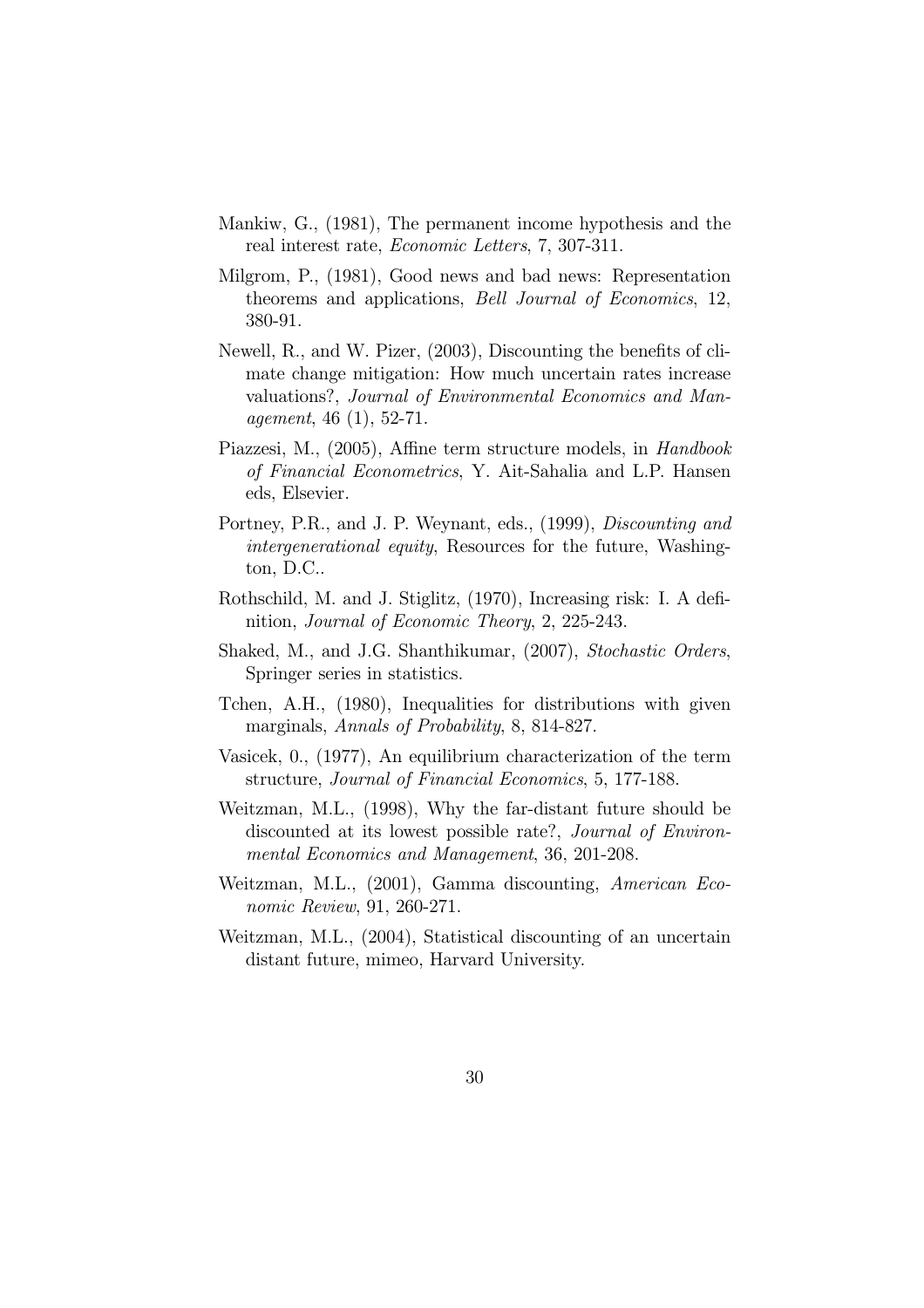Mankiw, G., (1981), The permanent income hypothesis and the real interest rate, *Economic Letters*, 7, 307-311.

Milgrom, P., (1981), Good news and bad news: Representation theorems and applications, *Bell Journal of Economics*, 12, 380-91.

Newell, R., and W. Pizer, (2003), Discounting the benefits of climate change mitigation: How much uncertain rates increase valuations?, *Journal of Environmental Economics and Management*, 46 (1), 52-71.

Piazzesi, M., (2005), Affine term structure models, in *Handbook of Financial Econometrics*, Y. Ait-Sahalia and L.P. Hansen eds, Elsevier.

Portney, P.R., and J. P. Weynant, eds., (1999), *Discounting and intergenerational equity*, Resources for the future, Washington, D.C..

Rothschild, M. and J. Stiglitz, (1970), Increasing risk: I. A definition, *Journal of Economic Theory*, 2, 225-243.

Shaked, M., and J.G. Shanthikumar, (2007), *Stochastic Orders*, Springer series in statistics.

Tchen, A.H., (1980), Inequalities for distributions with given marginals, *Annals of Probability*, 8, 814-827.

Vasicek, 0., (1977), An equilibrium characterization of the term structure, *Journal of Financial Economics*, 5, 177-188.

Weitzman, M.L., (1998), Why the far-distant future should be discounted at its lowest possible rate?, *Journal of Environmental Economics and Management*, 36, 201-208.

Weitzman, M.L., (2001), Gamma discounting, *American Economic Review*, 91, 260-271.

Weitzman, M.L., (2004), Statistical discounting of an uncertain distant future, mimeo, Harvard University.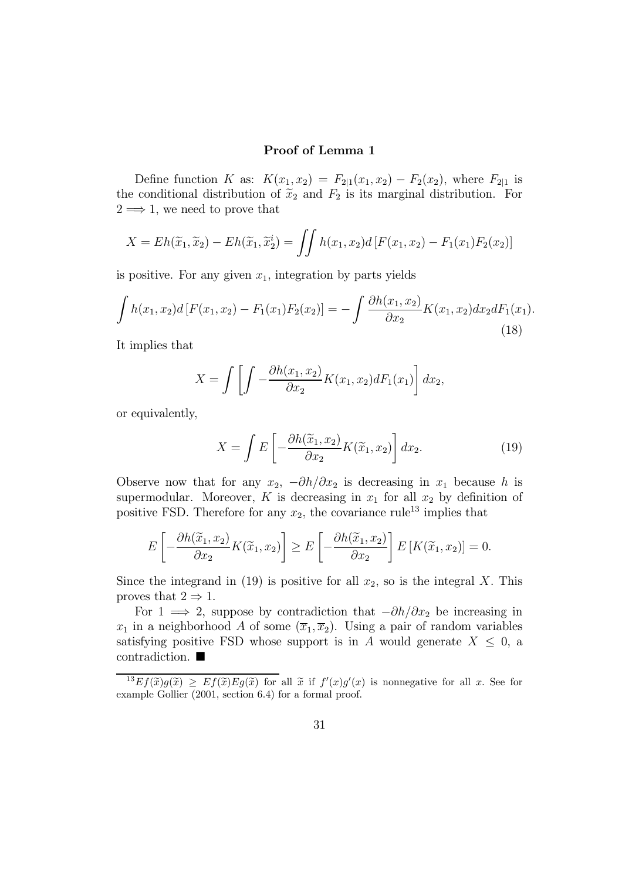**Proof of Lemma 1**

Define function $K$ as: $K(x_1, x_2) = F_{2|1}(x_1, x_2) - F_2(x_2)$, where $F_{2|1}$ is the conditional distribution of $\widetilde{x}_2$ and $F_2$ is its marginal distribution. For $2 \Longrightarrow 1$, we need to prove that

$$X = Eh(\widetilde{x}_1, \widetilde{x}_2) - Eh(\widetilde{x}_1, \widetilde{x}_2^i) = \iint h(x_1, x_2) d\left[F(x_1, x_2) - F_1(x_1)F_2(x_2)\right]$$

is positive. For any given $x_1$, integration by parts yields

$$\int h(x_1, x_2) d\left[F(x_1, x_2) - F_1(x_1)F_2(x_2)\right] = -\int \frac{\partial h(x_1, x_2)}{\partial x_2} K(x_1, x_2) dx_2 dF_1(x_1). \tag{18}$$

It implies that

$$X = \int \left[\int -\frac{\partial h(x_1, x_2)}{\partial x_2} K(x_1, x_2) dF_1(x_1)\right] dx_2,$$

or equivalently,

$$X = \int E\left[-\frac{\partial h(\widetilde{x}_1, x_2)}{\partial x_2} K(\widetilde{x}_1, x_2)\right] dx_2. \tag{19}$$

Observe now that for any $x_2$, $-\partial h/\partial x_2$ is decreasing in $x_1$ because $h$ is supermodular. Moreover, $K$ is decreasing in $x_1$ for all $x_2$ by definition of positive FSD. Therefore for any $x_2$, the covariance rule[13] implies that

$$E\left[-\frac{\partial h(\widetilde{x}_1, x_2)}{\partial x_2} K(\widetilde{x}_1, x_2)\right] \geq E\left[-\frac{\partial h(\widetilde{x}_1, x_2)}{\partial x_2}\right] E\left[K(\widetilde{x}_1, x_2)\right] = 0.$$

Since the integrand in (19) is positive for all $x_2$, so is the integral $X$. This proves that $2 \Rightarrow 1$.

For $1 \Longrightarrow 2$, suppose by contradiction that $-\partial h/\partial x_2$ be increasing in $x_1$ in a neighborhood $A$ of some $(\overline{x}_1, \overline{x}_2)$. Using a pair of random variables satisfying positive FSD whose support is in $A$ would generate $X \leq 0$, a contradiction. ■

---

[13] $Ef(\widetilde{x})g(\widetilde{x}) \geq Ef(\widetilde{x})Eg(\widetilde{x})$ for all $\widetilde{x}$ if $f'(x)g'(x)$ is nonnegative for all $x$. See for example Gollier (2001, section 6.4) for a formal proof.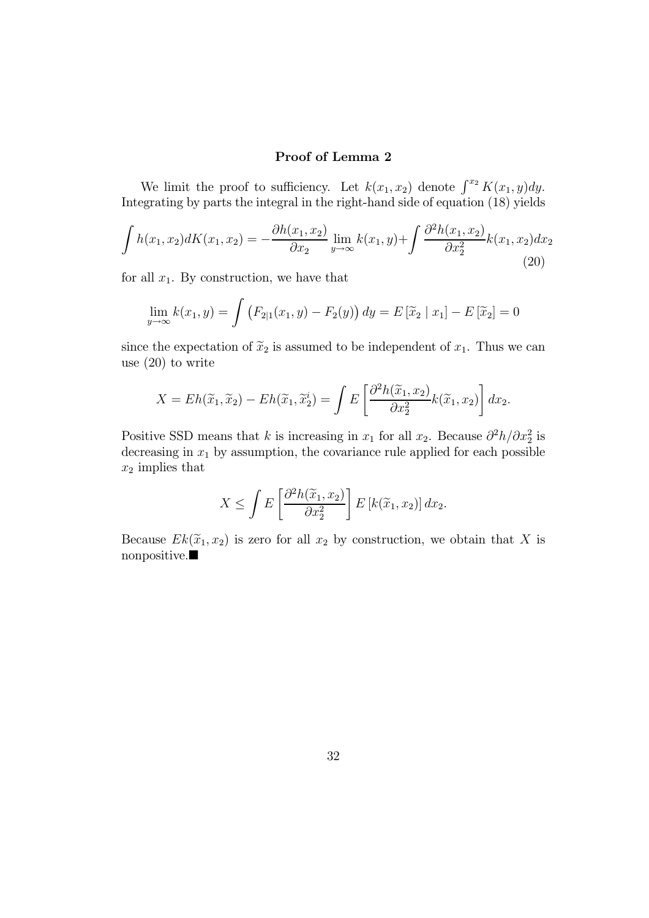### Proof of Lemma 2

We limit the proof to sufficiency. Let $k(x_1, x_2)$ denote $\int^{x_2} K(x_1, y)dy$. Integrating by parts the integral in the right-hand side of equation (18) yields

$$\int h(x_1, x_2)dK(x_1, x_2) = -\frac{\partial h(x_1, x_2)}{\partial x_2} \lim_{y \to \infty} k(x_1, y) + \int \frac{\partial^2 h(x_1, x_2)}{\partial x_2^2} k(x_1, x_2)dx_2 \tag{20}$$

for all $x_1$. By construction, we have that

$$\lim_{y \to \infty} k(x_1, y) = \int \left(F_{2|1}(x_1, y) - F_2(y)\right) dy = E\left[\widetilde{x}_2 \mid x_1\right] - E\left[\widetilde{x}_2\right] = 0$$

since the expectation of $\widetilde{x}_2$ is assumed to be independent of $x_1$. Thus we can use (20) to write

$$X = Eh(\widetilde{x}_1, \widetilde{x}_2) - Eh(\widetilde{x}_1, \widetilde{x}_2^i) = \int E\left[\frac{\partial^2 h(\widetilde{x}_1, x_2)}{\partial x_2^2} k(\widetilde{x}_1, x_2)\right] dx_2.$$

Positive SSD means that $k$ is increasing in $x_1$ for all $x_2$. Because $\partial^2 h/\partial x_2^2$ is decreasing in $x_1$ by assumption, the covariance rule applied for each possible $x_2$ implies that

$$X \leq \int E\left[\frac{\partial^2 h(\widetilde{x}_1, x_2)}{\partial x_2^2}\right] E\left[k(\widetilde{x}_1, x_2)\right] dx_2.$$

Because $Ek(\widetilde{x}_1, x_2)$ is zero for all $x_2$ by construction, we obtain that $X$ is nonpositive.■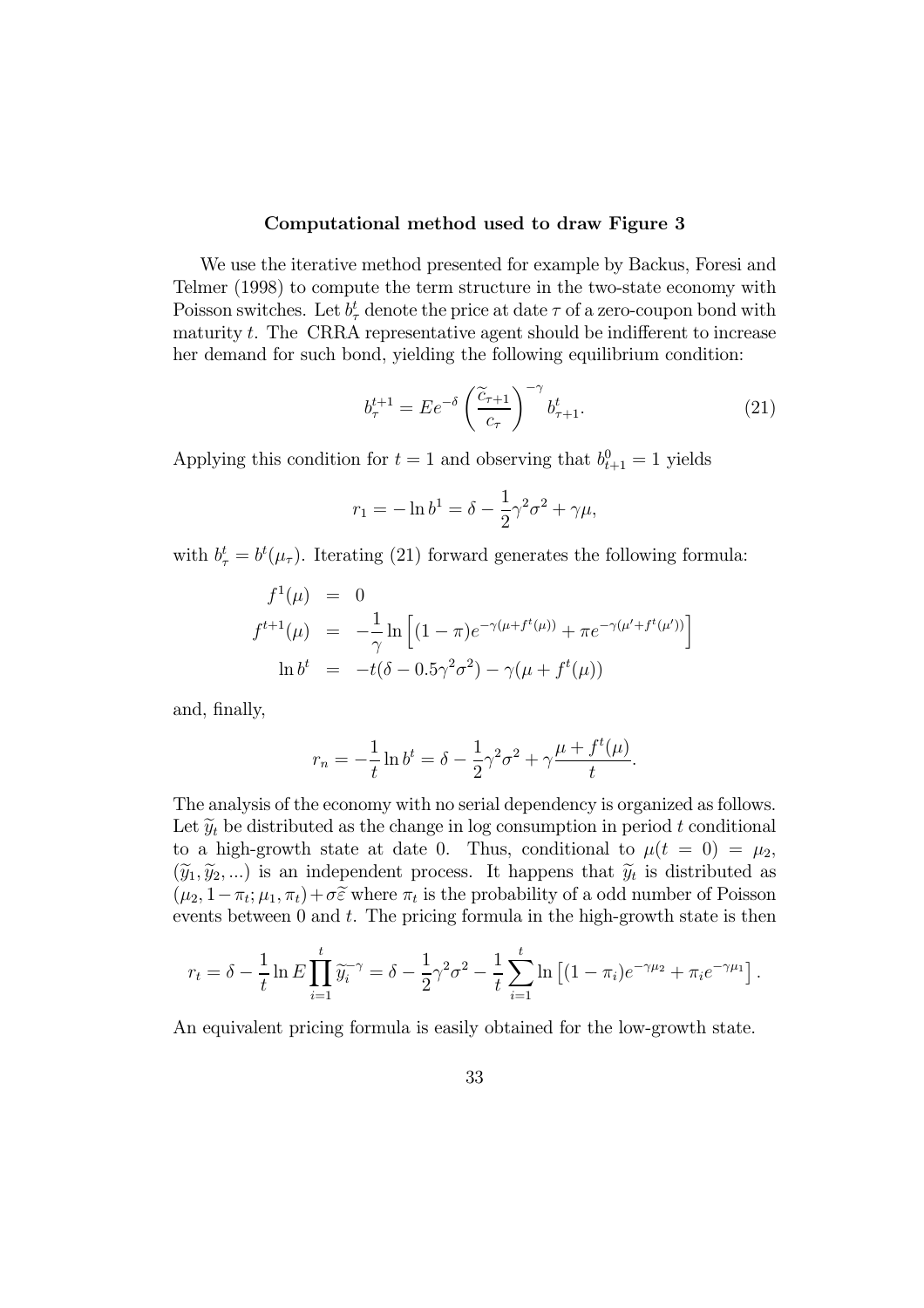### Computational method used to draw Figure 3

We use the iterative method presented for example by Backus, Foresi and Telmer (1998) to compute the term structure in the two-state economy with Poisson switches. Let $b^t_\tau$ denote the price at date $\tau$ of a zero-coupon bond with maturity $t$. The CRRA representative agent should be indifferent to increase her demand for such bond, yielding the following equilibrium condition:

$$b^{t+1}_\tau = Ee^{-\delta}\left(\frac{\widetilde{c}_{\tau+1}}{c_\tau}\right)^{-\gamma} b^t_{\tau+1}. \tag{21}$$

Applying this condition for $t = 1$ and observing that $b^0_{t+1} = 1$ yields

$$r_1 = -\ln b^1 = \delta - \frac{1}{2}\gamma^2\sigma^2 + \gamma\mu,$$

with $b^t_\tau = b^t(\mu_\tau)$. Iterating (21) forward generates the following formula:

$$\begin{aligned}
f^1(\mu) &= 0 \\
f^{t+1}(\mu) &= -\frac{1}{\gamma}\ln\left[(1-\pi)e^{-\gamma(\mu+f^t(\mu))} + \pi e^{-\gamma(\mu'+f^t(\mu'))}\right] \\
\ln b^t &= -t(\delta - 0.5\gamma^2\sigma^2) - \gamma(\mu + f^t(\mu))
\end{aligned}$$

and, finally,

$$r_n = -\frac{1}{t}\ln b^t = \delta - \frac{1}{2}\gamma^2\sigma^2 + \gamma\frac{\mu + f^t(\mu)}{t}.$$

The analysis of the economy with no serial dependency is organized as follows. Let $\widetilde{y}_t$ be distributed as the change in log consumption in period $t$ conditional to a high-growth state at date 0. Thus, conditional to $\mu(t=0) = \mu_2$, $(\widetilde{y}_1, \widetilde{y}_2, ...)$ is an independent process. It happens that $\widetilde{y}_t$ is distributed as $(\mu_2, 1-\pi_t; \mu_1, \pi_t) + \sigma\widetilde{\varepsilon}$ where $\pi_t$ is the probability of a odd number of Poisson events between 0 and $t$. The pricing formula in the high-growth state is then

$$r_t = \delta - \frac{1}{t}\ln E\prod_{i=1}^{t}\widetilde{y_i}^{-\gamma} = \delta - \frac{1}{2}\gamma^2\sigma^2 - \frac{1}{t}\sum_{i=1}^{t}\ln\left[(1-\pi_i)e^{-\gamma\mu_2} + \pi_i e^{-\gamma\mu_1}\right].$$

An equivalent pricing formula is easily obtained for the low-growth state.